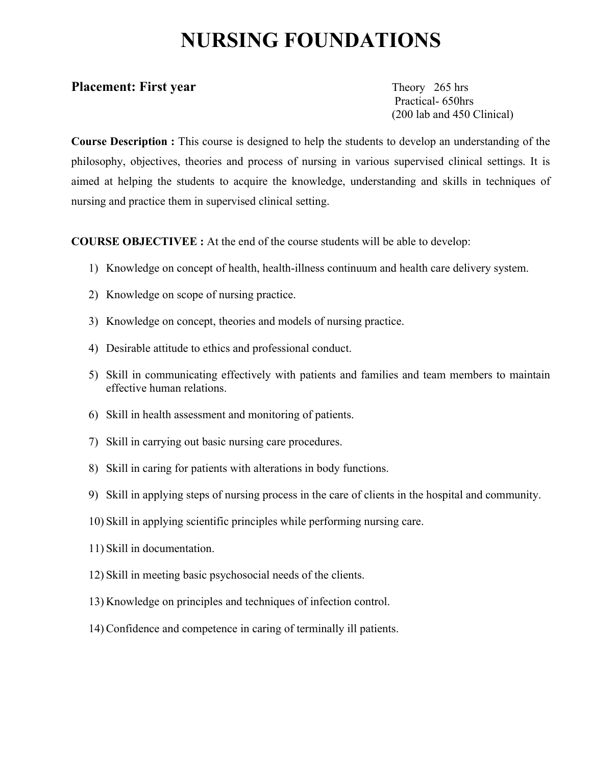# NURSING FOUNDATIONS

**Placement: First year**

Theory 265 hrs
Practical- 650hrs
(200 lab and 450 Clinical)

**Course Description :** This course is designed to help the students to develop an understanding of the philosophy, objectives, theories and process of nursing in various supervised clinical settings. It is aimed at helping the students to acquire the knowledge, understanding and skills in techniques of nursing and practice them in supervised clinical setting.

**COURSE OBJECTIVEE :** At the end of the course students will be able to develop:

1) Knowledge on concept of health, health-illness continuum and health care delivery system.
2) Knowledge on scope of nursing practice.
3) Knowledge on concept, theories and models of nursing practice.
4) Desirable attitude to ethics and professional conduct.
5) Skill in communicating effectively with patients and families and team members to maintain effective human relations.
6) Skill in health assessment and monitoring of patients.
7) Skill in carrying out basic nursing care procedures.
8) Skill in caring for patients with alterations in body functions.
9) Skill in applying steps of nursing process in the care of clients in the hospital and community.
10) Skill in applying scientific principles while performing nursing care.
11) Skill in documentation.
12) Skill in meeting basic psychosocial needs of the clients.
13) Knowledge on principles and techniques of infection control.
14) Confidence and competence in caring of terminally ill patients.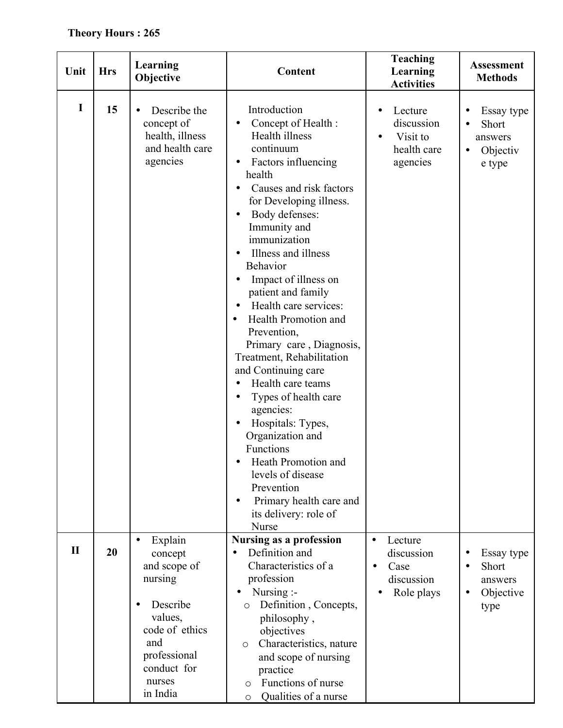**Theory Hours : 265**

| Unit | Hrs | Learning Objective | Content | Teaching Learning Activities | Assessment Methods |
|---|---|---|---|---|---|
| I | 15 | • Describe the concept of health, illness and health care agencies | Introduction<br>• Concept of Health : Health illness continuum<br>• Factors influencing health<br>• Causes and risk factors for Developing illness.<br>• Body defenses: Immunity and immunization<br>• Illness and illness Behavior<br>• Impact of illness on patient and family<br>• Health care services:<br>• Health Promotion and Prevention, Primary care , Diagnosis, Treatment, Rehabilitation and Continuing care<br>• Health care teams<br>• Types of health care agencies:<br>• Hospitals: Types, Organization and Functions<br>• Heath Promotion and levels of disease Prevention<br>• Primary health care and its delivery: role of Nurse | • Lecture discussion<br>• Visit to health care agencies | • Essay type<br>• Short answers<br>• Objective type |
| II | 20 | • Explain concept and scope of nursing<br>• Describe values, code of ethics and professional conduct for nurses in India | **Nursing as a profession**<br>• Definition and Characteristics of a profession<br>• Nursing :-<br>o Definition , Concepts, philosophy , objectives<br>o Characteristics, nature and scope of nursing practice<br>o Functions of nurse<br>o Qualities of a nurse | • Lecture discussion<br>• Case discussion<br>• Role plays | • Essay type<br>• Short answers<br>• Objective type |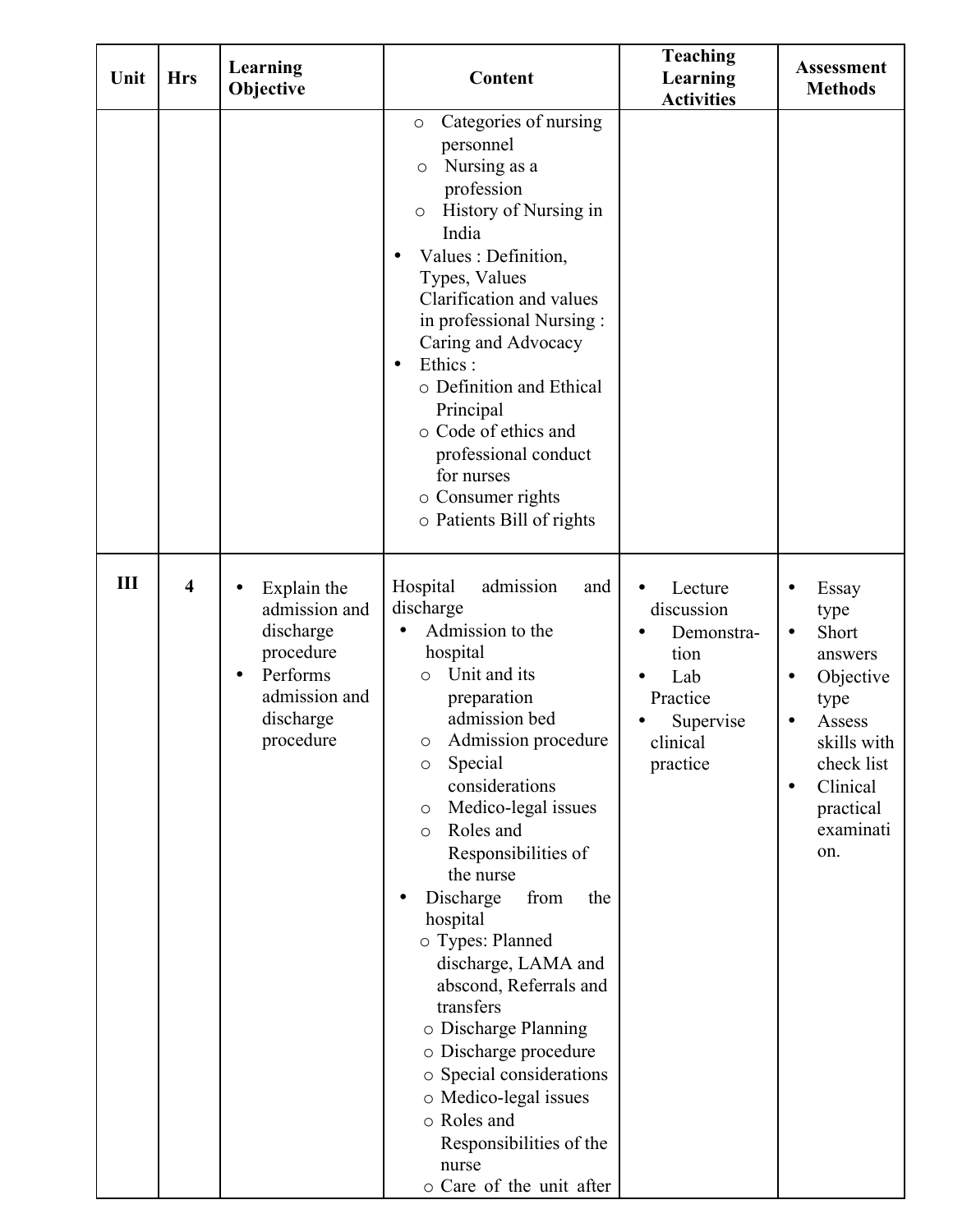| Unit | Hrs | Learning Objective | Content | Teaching Learning Activities | Assessment Methods |
|---|---|---|---|---|---|
| | | | o Categories of nursing personnel<br>o Nursing as a profession<br>o History of Nursing in India<br>• Values : Definition, Types, Values Clarification and values in professional Nursing : Caring and Advocacy<br>• Ethics :<br>o Definition and Ethical Principal<br>o Code of ethics and professional conduct for nurses<br>o Consumer rights<br>o Patients Bill of rights | | |
| III | 4 | • Explain the admission and discharge procedure<br>• Performs admission and discharge procedure | Hospital admission and discharge<br>• Admission to the hospital<br>o Unit and its preparation admission bed<br>o Admission procedure<br>o Special considerations<br>o Medico-legal issues<br>o Roles and Responsibilities of the nurse<br>• Discharge from the hospital<br>o Types: Planned discharge, LAMA and abscond, Referrals and transfers<br>o Discharge Planning<br>o Discharge procedure<br>o Special considerations<br>o Medico-legal issues<br>o Roles and Responsibilities of the nurse<br>o Care of the unit after | • Lecture discussion<br>• Demonstration<br>• Lab Practice<br>• Supervise clinical practice | • Essay type<br>• Short answers<br>• Objective type<br>• Assess skills with check list<br>• Clinical practical examination. |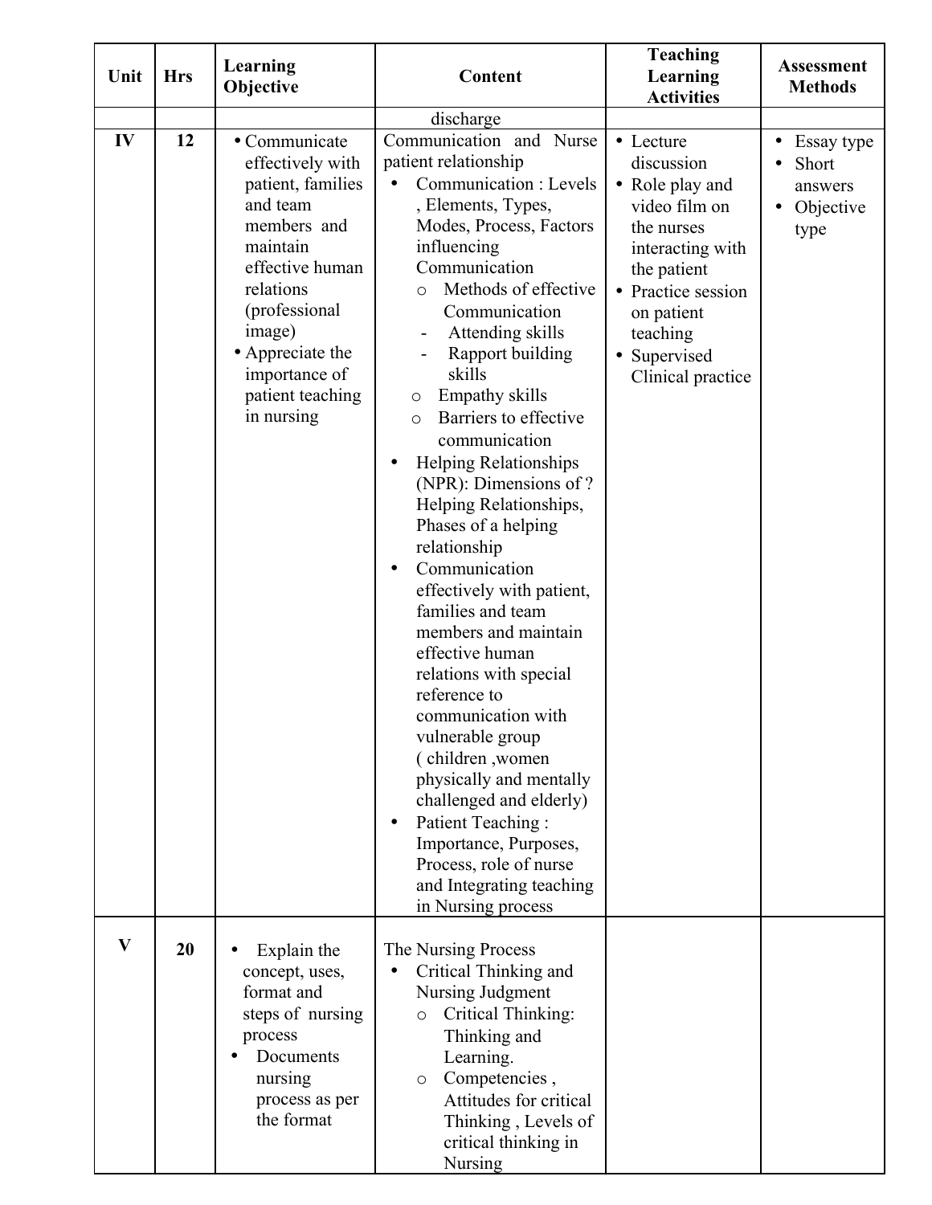| Unit | Hrs | Learning Objective | Content | Teaching Learning Activities | Assessment Methods |
|---|---|---|---|---|---|
| | | | discharge | | |
| IV | 12 | • Communicate effectively with patient, families and team members and maintain effective human relations (professional image)<br>• Appreciate the importance of patient teaching in nursing | Communication and Nurse patient relationship<br>• Communication : Levels , Elements, Types, Modes, Process, Factors influencing Communication<br>  o Methods of effective Communication<br>    - Attending skills<br>    - Rapport building skills<br>  o Empathy skills<br>  o Barriers to effective communication<br>• Helping Relationships (NPR): Dimensions of ? Helping Relationships, Phases of a helping relationship<br>• Communication effectively with patient, families and team members and maintain effective human relations with special reference to communication with vulnerable group ( children ,women physically and mentally challenged and elderly)<br>• Patient Teaching : Importance, Purposes, Process, role of nurse and Integrating teaching in Nursing process | • Lecture discussion<br>• Role play and video film on the nurses interacting with the patient<br>• Practice session on patient teaching<br>• Supervised Clinical practice | • Essay type<br>• Short answers<br>• Objective type |
| V | 20 | • Explain the concept, uses, format and steps of nursing process<br>• Documents nursing process as per the format | The Nursing Process<br>• Critical Thinking and Nursing Judgment<br>  o Critical Thinking: Thinking and Learning.<br>  o Competencies , Attitudes for critical Thinking , Levels of critical thinking in Nursing | | |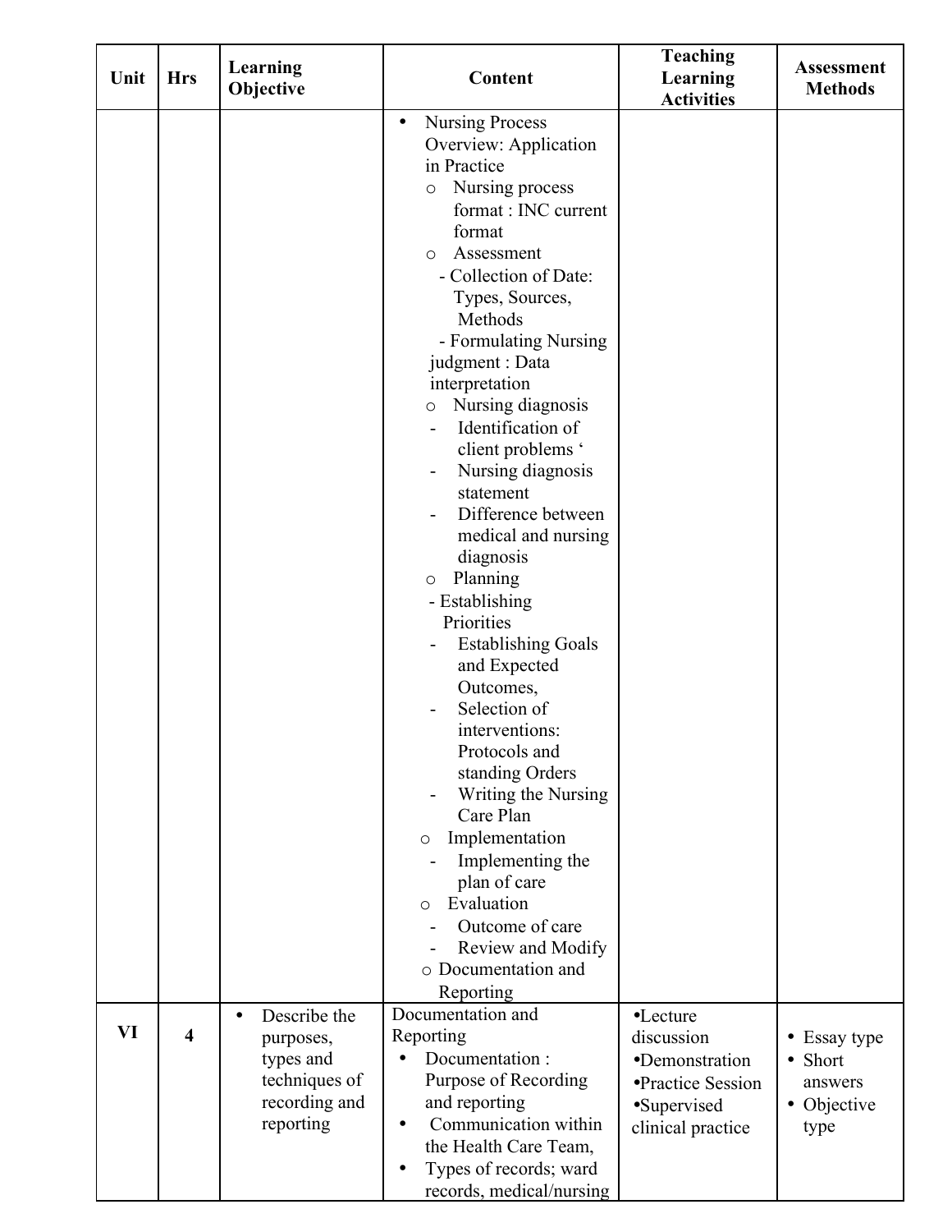| Unit | Hrs | Learning Objective | Content | Teaching Learning Activities | Assessment Methods |
|---|---|---|---|---|---|
| | | | • Nursing Process Overview: Application in Practice<br>o Nursing process format : INC current format<br>o Assessment<br>- Collection of Date: Types, Sources, Methods<br>- Formulating Nursing judgment : Data interpretation<br>o Nursing diagnosis<br>- Identification of client problems '<br>- Nursing diagnosis statement<br>- Difference between medical and nursing diagnosis<br>o Planning<br>- Establishing Priorities<br>- Establishing Goals and Expected Outcomes,<br>- Selection of interventions: Protocols and standing Orders<br>- Writing the Nursing Care Plan<br>o Implementation<br>- Implementing the plan of care<br>o Evaluation<br>- Outcome of care<br>- Review and Modify<br>o Documentation and Reporting | | |
| VI | 4 | • Describe the purposes, types and techniques of recording and reporting | Documentation and Reporting<br>• Documentation : Purpose of Recording and reporting<br>• Communication within the Health Care Team,<br>• Types of records; ward records, medical/nursing | •Lecture discussion<br>•Demonstration<br>•Practice Session<br>•Supervised clinical practice | • Essay type<br>• Short answers<br>• Objective type |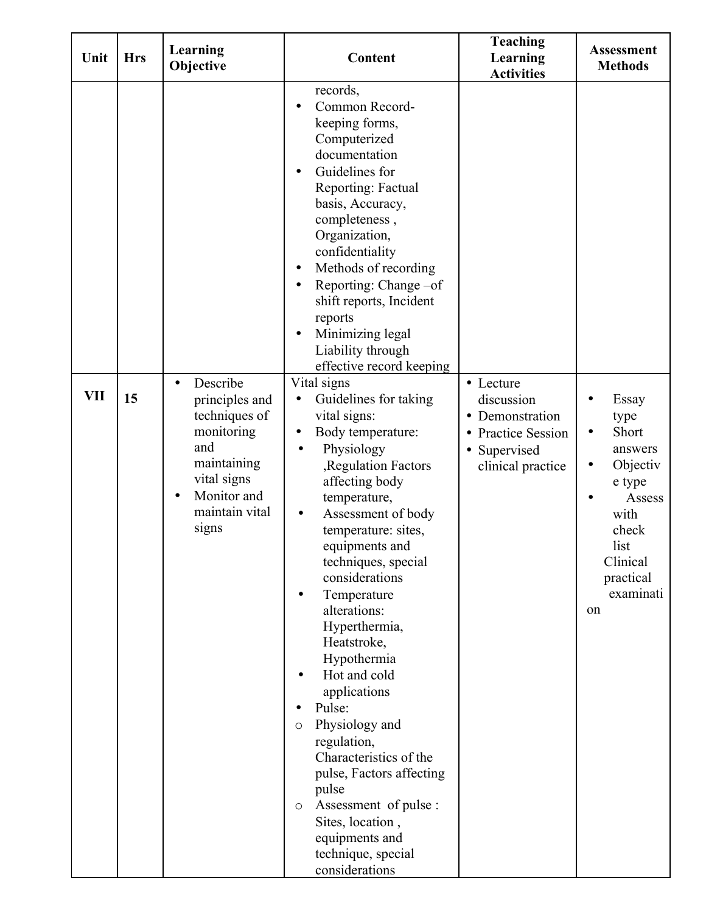| Unit | Hrs | Learning Objective | Content | Teaching Learning Activities | Assessment Methods |
|---|---|---|---|---|---|
| | | | records,<br>• Common Record-keeping forms, Computerized documentation<br>• Guidelines for Reporting: Factual basis, Accuracy, completeness , Organization, confidentiality<br>• Methods of recording<br>• Reporting: Change –of shift reports, Incident reports<br>• Minimizing legal Liability through effective record keeping | | |
| VII | 15 | • Describe principles and techniques of monitoring and maintaining vital signs<br>• Monitor and maintain vital signs | Vital signs<br>• Guidelines for taking vital signs:<br>• Body temperature:<br>• Physiology ,Regulation Factors affecting body temperature,<br>• Assessment of body temperature: sites, equipments and techniques, special considerations<br>• Temperature alterations: Hyperthermia, Heatstroke, Hypothermia<br>• Hot and cold applications<br>• Pulse:<br>o Physiology and regulation, Characteristics of the pulse, Factors affecting pulse<br>o Assessment of pulse : Sites, location , equipments and technique, special considerations | • Lecture discussion<br>• Demonstration<br>• Practice Session<br>• Supervised clinical practice | • Essay type<br>• Short answers<br>• Objective type<br>• Assess with check list Clinical practical examination |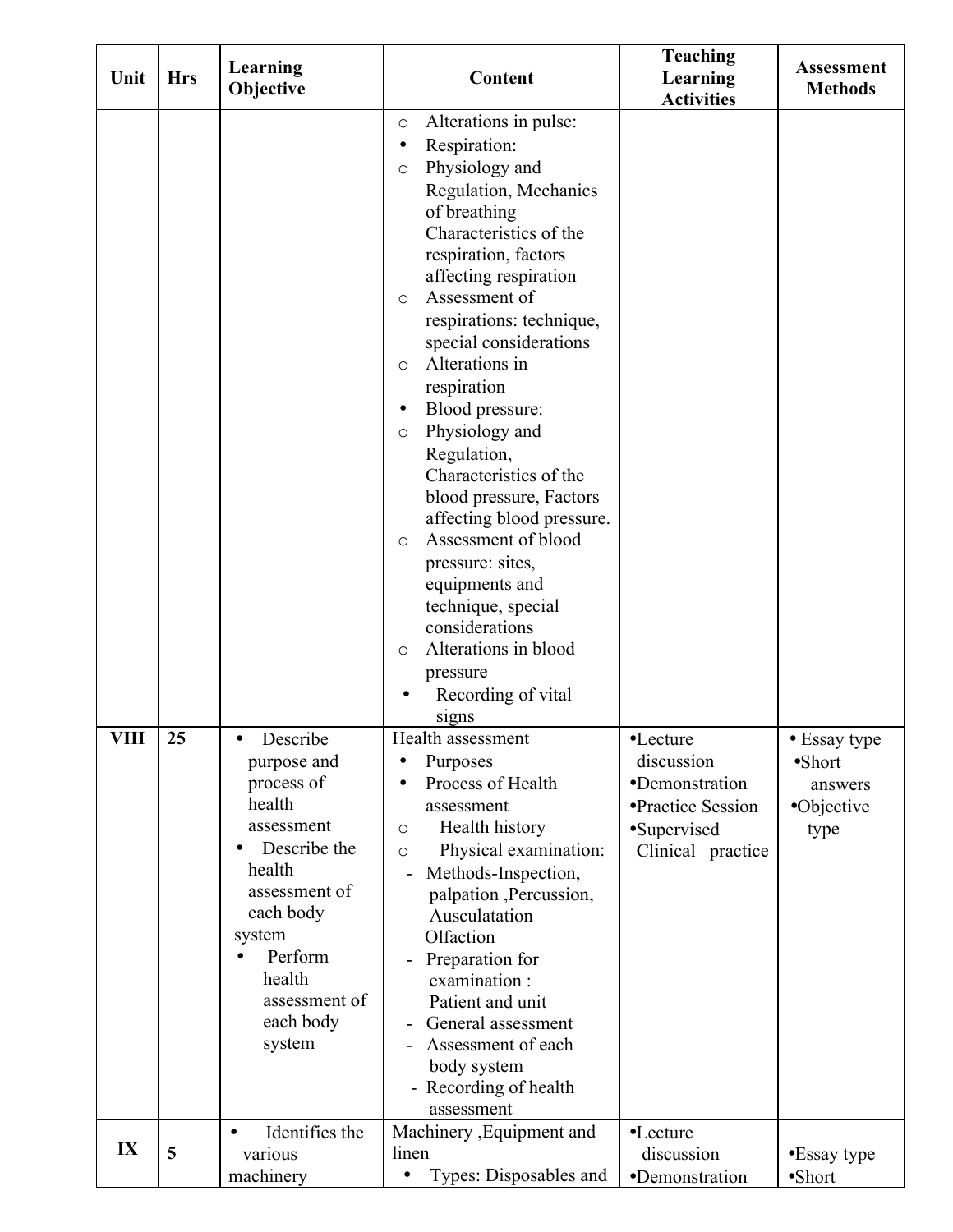| Unit | Hrs | Learning Objective | Content | Teaching Learning Activities | Assessment Methods |
|---|---|---|---|---|---|
| | | | o Alterations in pulse:<br>• Respiration:<br>o Physiology and Regulation, Mechanics of breathing Characteristics of the respiration, factors affecting respiration<br>o Assessment of respirations: technique, special considerations<br>o Alterations in respiration<br>• Blood pressure:<br>o Physiology and Regulation, Characteristics of the blood pressure, Factors affecting blood pressure.<br>o Assessment of blood pressure: sites, equipments and technique, special considerations<br>o Alterations in blood pressure<br>• Recording of vital signs | | |
| VIII | 25 | • Describe purpose and process of health assessment<br>• Describe the health assessment of each body system<br>• Perform health assessment of each body system | Health assessment<br>• Purposes<br>• Process of Health assessment<br>o Health history<br>o Physical examination:<br>- Methods-Inspection, palpation ,Percussion, Ausculatation Olfaction<br>- Preparation for examination : Patient and unit<br>- General assessment<br>- Assessment of each body system<br>- Recording of health assessment | •Lecture discussion<br>•Demonstration<br>•Practice Session<br>•Supervised Clinical practice | • Essay type<br>•Short answers<br>•Objective type |
| IX | 5 | • Identifies the various machinery | Machinery ,Equipment and linen<br>• Types: Disposables and | •Lecture discussion<br>•Demonstration | •Essay type<br>•Short |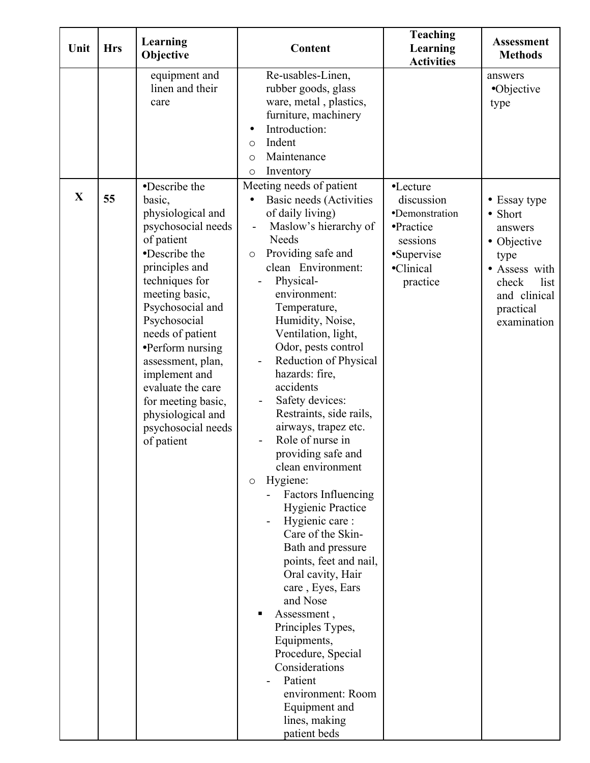| Unit | Hrs | Learning Objective | Content | Teaching Learning Activities | Assessment Methods |
|---|---|---|---|---|---|
| | | equipment and linen and their care | Re-usables-Linen, rubber goods, glass ware, metal , plastics, furniture, machinery<br>• Introduction:<br>o Indent<br>o Maintenance<br>o Inventory | | answers<br>•Objective type |
| X | 55 | •Describe the basic, physiological and psychosocial needs of patient<br>•Describe the principles and techniques for meeting basic, Psychosocial and Psychosocial needs of patient<br>•Perform nursing assessment, plan, implement and evaluate the care for meeting basic, physiological and psychosocial needs of patient | Meeting needs of patient<br>• Basic needs (Activities of daily living)<br>- Maslow's hierarchy of Needs<br>o Providing safe and clean Environment:<br>- Physical- environment: Temperature, Humidity, Noise, Ventilation, light, Odor, pests control<br>- Reduction of Physical hazards: fire, accidents<br>- Safety devices: Restraints, side rails, airways, trapez etc.<br>- Role of nurse in providing safe and clean environment<br>o Hygiene:<br>- Factors Influencing Hygienic Practice<br>- Hygienic care : Care of the Skin- Bath and pressure points, feet and nail, Oral cavity, Hair care , Eyes, Ears and Nose<br>▪ Assessment , Principles Types, Equipments, Procedure, Special Considerations<br>- Patient environment: Room Equipment and lines, making patient beds | •Lecture discussion<br>•Demonstration<br>•Practice sessions<br>•Supervise<br>•Clinical practice | • Essay type<br>• Short answers<br>• Objective type<br>• Assess with check list and clinical practical examination |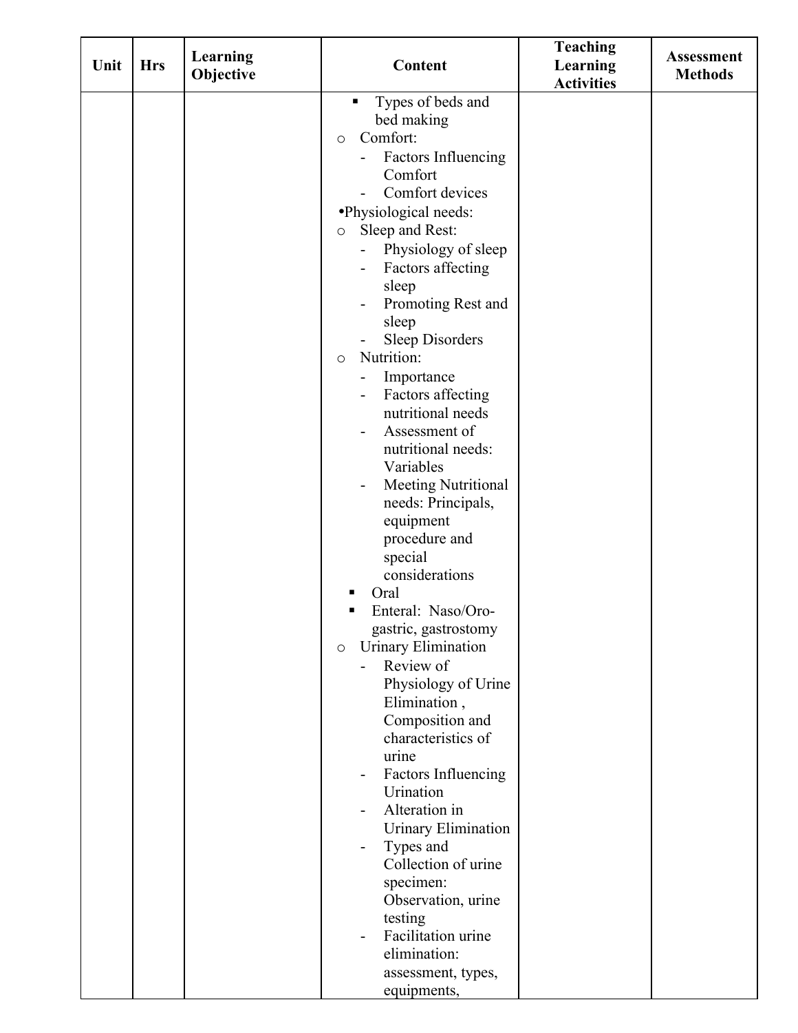| Unit | Hrs | Learning Objective | Content | Teaching Learning Activities | Assessment Methods |
|---|---|---|---|---|---|
| | | | ▪ Types of beds and bed making<br>o Comfort:<br>- Factors Influencing Comfort<br>- Comfort devices<br>•Physiological needs:<br>o Sleep and Rest:<br>- Physiology of sleep<br>- Factors affecting sleep<br>- Promoting Rest and sleep<br>- Sleep Disorders<br>o Nutrition:<br>- Importance<br>- Factors affecting nutritional needs<br>- Assessment of nutritional needs: Variables<br>- Meeting Nutritional needs: Principals, equipment procedure and special considerations<br>▪ Oral<br>▪ Enteral: Naso/Oro-gastric, gastrostomy<br>o Urinary Elimination<br>- Review of Physiology of Urine Elimination , Composition and characteristics of urine<br>- Factors Influencing Urination<br>- Alteration in Urinary Elimination<br>- Types and Collection of urine specimen: Observation, urine testing<br>- Facilitation urine elimination: assessment, types, equipments, | | |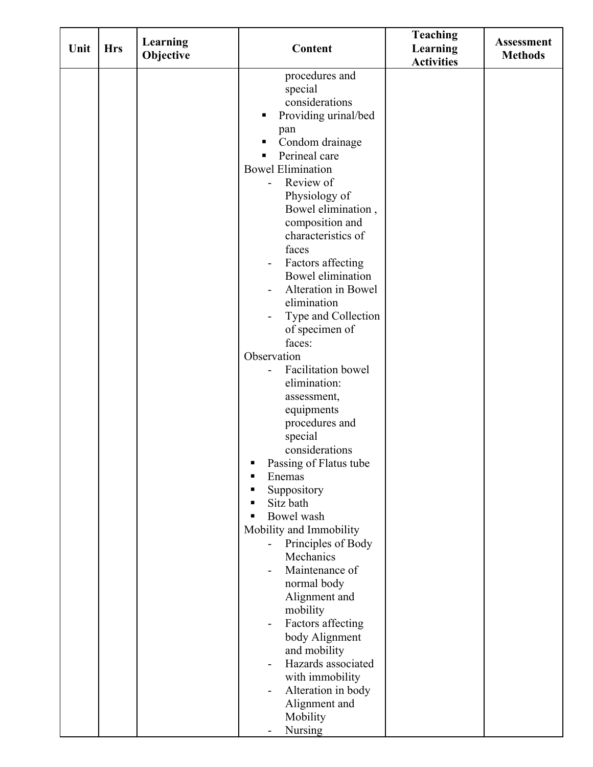| Unit | Hrs | Learning Objective | Content | Teaching Learning Activities | Assessment Methods |
|---|---|---|---|---|---|
| | | | procedures and special considerations<br>▪ Providing urinal/bed pan<br>▪ Condom drainage<br>▪ Perineal care<br>Bowel Elimination<br>- Review of Physiology of Bowel elimination , composition and characteristics of faces<br>- Factors affecting Bowel elimination<br>- Alteration in Bowel elimination<br>- Type and Collection of specimen of faces:<br>Observation<br>- Facilitation bowel elimination: assessment, equipments procedures and special considerations<br>▪ Passing of Flatus tube<br>▪ Enemas<br>▪ Suppository<br>▪ Sitz bath<br>▪ Bowel wash<br>Mobility and Immobility<br>- Principles of Body Mechanics<br>- Maintenance of normal body Alignment and mobility<br>- Factors affecting body Alignment and mobility<br>- Hazards associated with immobility<br>- Alteration in body Alignment and Mobility<br>- Nursing | | |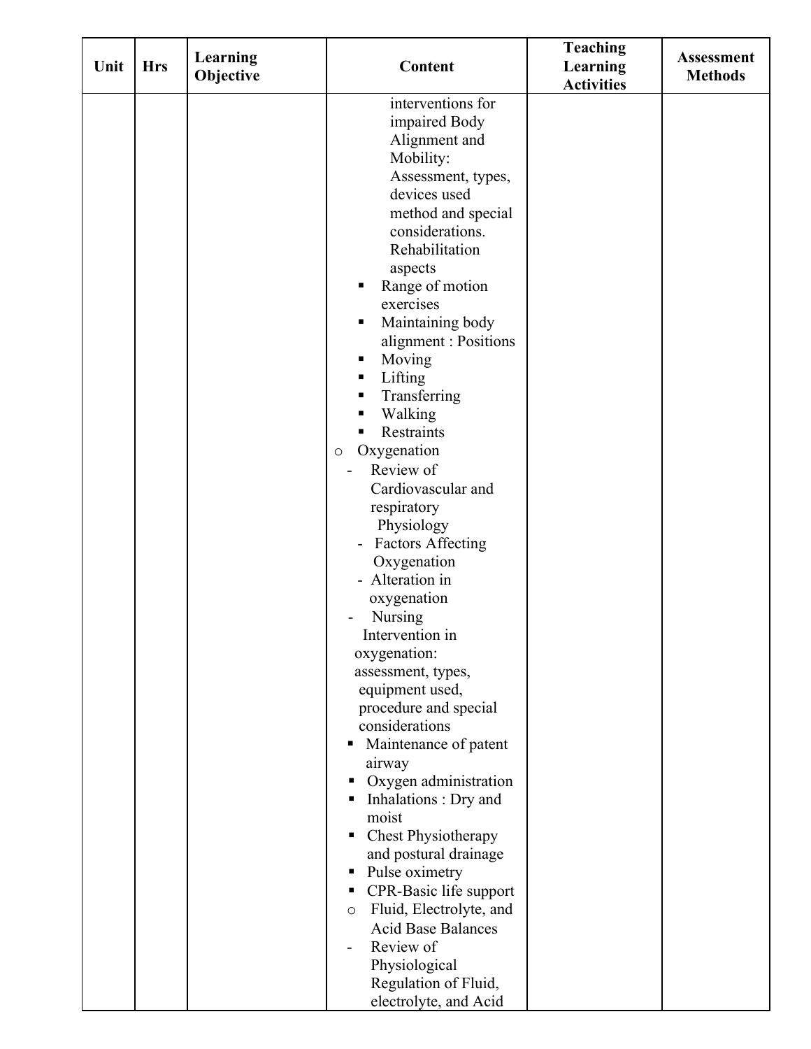| Unit | Hrs | Learning Objective | Content | Teaching Learning Activities | Assessment Methods |
|---|---|---|---|---|---|
| | | | interventions for impaired Body Alignment and Mobility: Assessment, types, devices used method and special considerations. Rehabilitation aspects<br>▪ Range of motion exercises<br>▪ Maintaining body alignment : Positions<br>▪ Moving<br>▪ Lifting<br>▪ Transferring<br>▪ Walking<br>▪ Restraints<br>o Oxygenation<br>- Review of Cardiovascular and respiratory Physiology<br>- Factors Affecting Oxygenation<br>- Alteration in oxygenation<br>- Nursing Intervention in oxygenation: assessment, types, equipment used, procedure and special considerations<br>▪ Maintenance of patent airway<br>▪ Oxygen administration<br>▪ Inhalations : Dry and moist<br>▪ Chest Physiotherapy and postural drainage<br>▪ Pulse oximetry<br>▪ CPR-Basic life support<br>o Fluid, Electrolyte, and Acid Base Balances<br>- Review of Physiological Regulation of Fluid, electrolyte, and Acid | | |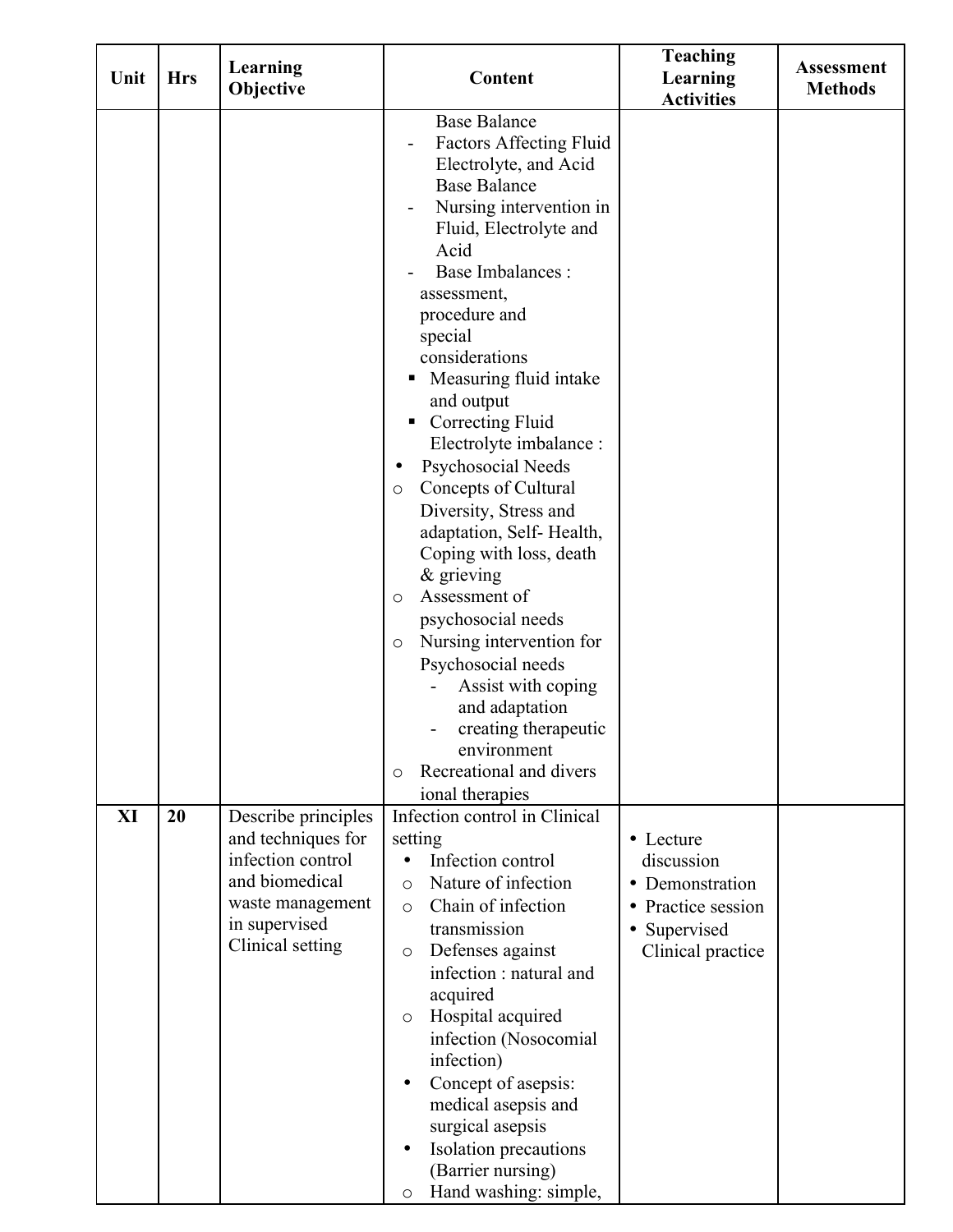| Unit | Hrs | Learning Objective | Content | Teaching Learning Activities | Assessment Methods |
|---|---|---|---|---|---|
| | | | Base Balance<br>- Factors Affecting Fluid Electrolyte, and Acid Base Balance<br>- Nursing intervention in Fluid, Electrolyte and Acid<br>- Base Imbalances : assessment, procedure and special considerations<br>▪ Measuring fluid intake and output<br>▪ Correcting Fluid Electrolyte imbalance :<br>• Psychosocial Needs<br>o Concepts of Cultural Diversity, Stress and adaptation, Self- Health, Coping with loss, death & grieving<br>o Assessment of psychosocial needs<br>o Nursing intervention for Psychosocial needs<br>- Assist with coping and adaptation<br>- creating therapeutic environment<br>o Recreational and divers ional therapies | | |
| **XI** | **20** | Describe principles and techniques for infection control and biomedical waste management in supervised Clinical setting | Infection control in Clinical setting<br>• Infection control<br>o Nature of infection<br>o Chain of infection transmission<br>o Defenses against infection : natural and acquired<br>o Hospital acquired infection (Nosocomial infection)<br>• Concept of asepsis: medical asepsis and surgical asepsis<br>• Isolation precautions (Barrier nursing)<br>o Hand washing: simple, | • Lecture discussion<br>• Demonstration<br>• Practice session<br>• Supervised Clinical practice | |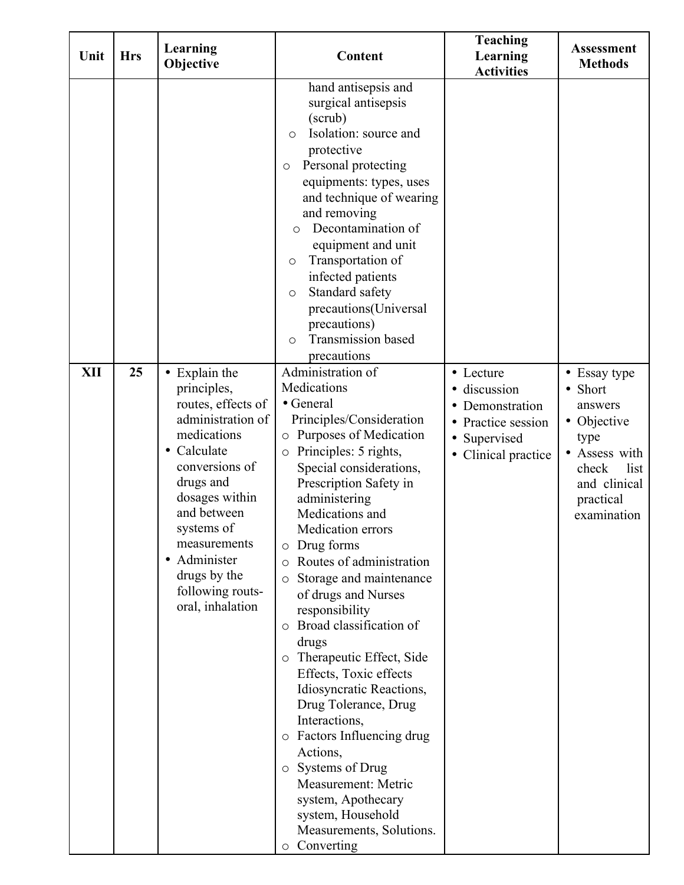| Unit | Hrs | Learning Objective | Content | Teaching Learning Activities | Assessment Methods |
|---|---|---|---|---|---|
| | | | hand antisepsis and surgical antisepsis (scrub)<br>o Isolation: source and protective<br>o Personal protecting equipments: types, uses and technique of wearing and removing<br>o Decontamination of equipment and unit<br>o Transportation of infected patients<br>o Standard safety precautions(Universal precautions)<br>o Transmission based precautions | | |
| **XII** | **25** | • Explain the principles, routes, effects of administration of medications<br>• Calculate conversions of drugs and dosages within and between systems of measurements<br>• Administer drugs by the following routs-oral, inhalation | Administration of Medications<br>• General Principles/Consideration<br>o Purposes of Medication<br>o Principles: 5 rights, Special considerations, Prescription Safety in administering Medications and Medication errors<br>o Drug forms<br>o Routes of administration<br>o Storage and maintenance of drugs and Nurses responsibility<br>o Broad classification of drugs<br>o Therapeutic Effect, Side Effects, Toxic effects Idiosyncratic Reactions, Drug Tolerance, Drug Interactions,<br>o Factors Influencing drug Actions,<br>o Systems of Drug Measurement: Metric system, Apothecary system, Household Measurements, Solutions.<br>o Converting | • Lecture<br>• discussion<br>• Demonstration<br>• Practice session<br>• Supervised<br>• Clinical practice | • Essay type<br>• Short answers<br>• Objective type<br>• Assess with check list and clinical practical examination |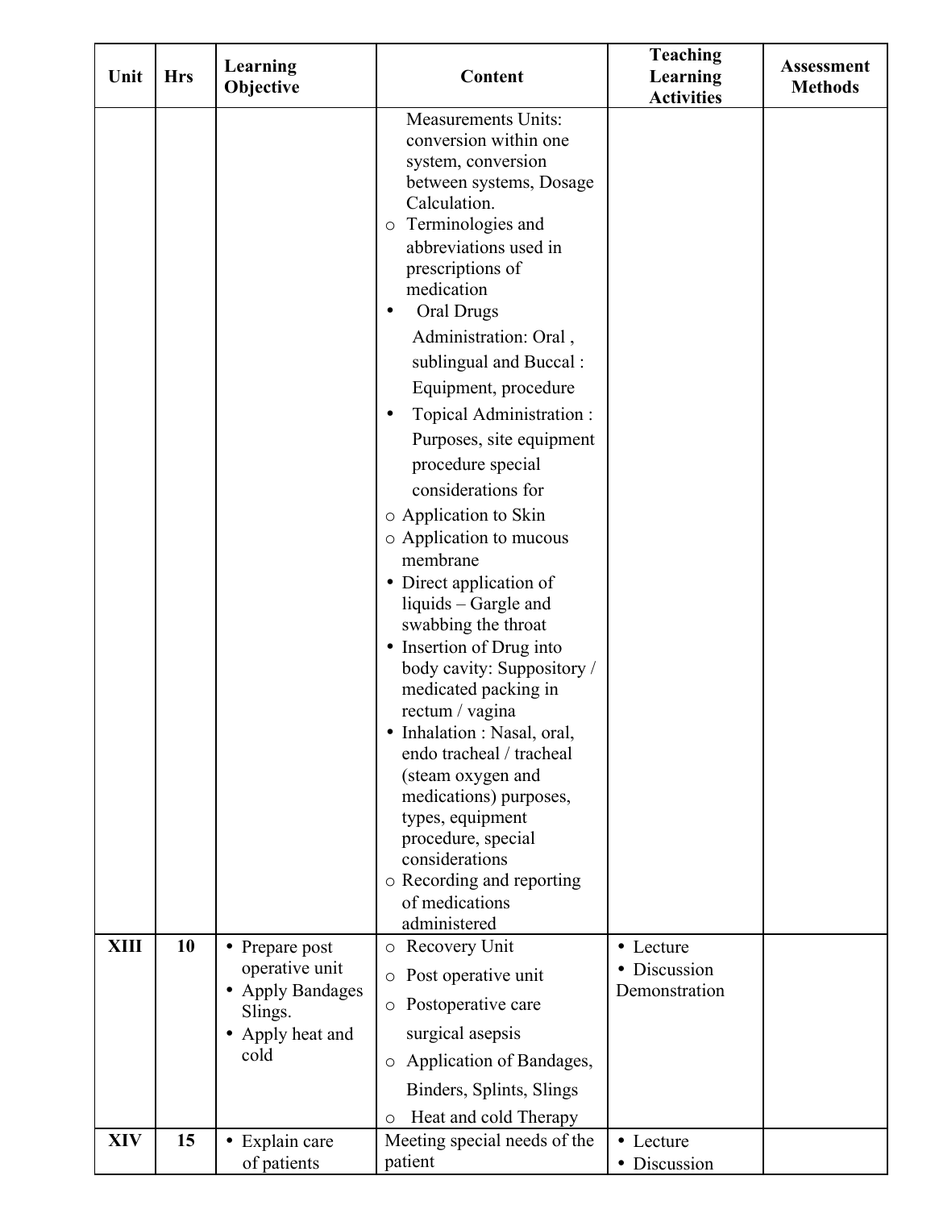| Unit | Hrs | Learning Objective | Content | Teaching Learning Activities | Assessment Methods |
|---|---|---|---|---|---|
| | | | Measurements Units: conversion within one system, conversion between systems, Dosage Calculation.<br>o Terminologies and abbreviations used in prescriptions of medication<br>• Oral Drugs Administration: Oral , sublingual and Buccal : Equipment, procedure<br>• Topical Administration : Purposes, site equipment procedure special considerations for<br>o Application to Skin<br>o Application to mucous membrane<br>• Direct application of liquids – Gargle and swabbing the throat<br>• Insertion of Drug into body cavity: Suppository / medicated packing in rectum / vagina<br>• Inhalation : Nasal, oral, endo tracheal / tracheal (steam oxygen and medications) purposes, types, equipment procedure, special considerations<br>o Recording and reporting of medications administered | | |
| XIII | 10 | • Prepare post operative unit<br>• Apply Bandages Slings.<br>• Apply heat and cold | o Recovery Unit<br>o Post operative unit<br>o Postoperative care surgical asepsis<br>o Application of Bandages, Binders, Splints, Slings<br>o Heat and cold Therapy | • Lecture<br>• Discussion Demonstration | |
| XIV | 15 | • Explain care of patients | Meeting special needs of the patient | • Lecture<br>• Discussion | |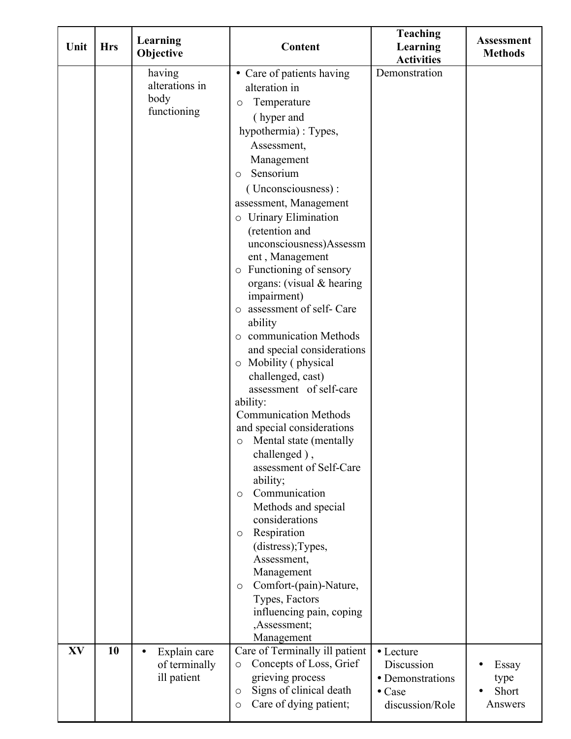| Unit | Hrs | Learning Objective | Content | Teaching Learning Activities | Assessment Methods |
|---|---|---|---|---|---|
| | | having alterations in body functioning | • Care of patients having alteration in<br>o Temperature ( hyper and hypothermia) : Types, Assessment, Management<br>o Sensorium ( Unconsciousness) : assessment, Management<br>o Urinary Elimination (retention and unconsciousness)Assessment , Management<br>o Functioning of sensory organs: (visual & hearing impairment)<br>o assessment of self- Care ability<br>o communication Methods and special considerations<br>o Mobility ( physical challenged, cast) assessment of self-care ability: Communication Methods and special considerations<br>o Mental state (mentally challenged ) , assessment of Self-Care ability;<br>o Communication Methods and special considerations<br>o Respiration (distress);Types, Assessment, Management<br>o Comfort-(pain)-Nature, Types, Factors influencing pain, coping ,Assessment; Management | Demonstration | |
| XV | 10 | • Explain care of terminally ill patient | Care of Terminally ill patient<br>o Concepts of Loss, Grief grieving process<br>o Signs of clinical death<br>o Care of dying patient; | • Lecture Discussion<br>• Demonstrations<br>• Case discussion/Role | • Essay type<br>• Short Answers |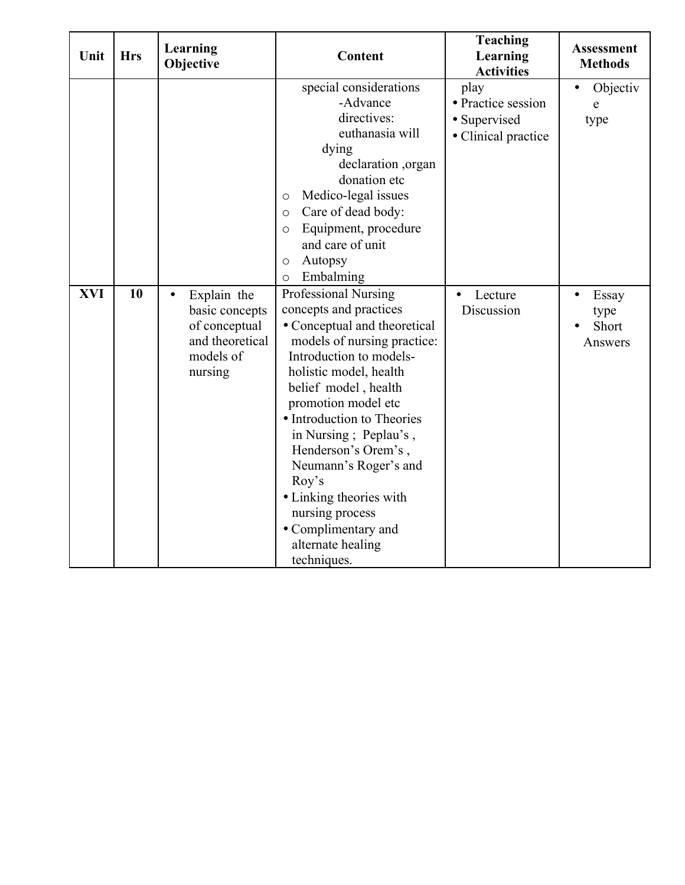| Unit | Hrs | Learning Objective | Content | Teaching Learning Activities | Assessment Methods |
|---|---|---|---|---|---|
| | | | special considerations<br>-Advance directives: euthanasia will dying declaration ,organ donation etc<br>o Medico-legal issues<br>o Care of dead body:<br>o Equipment, procedure and care of unit<br>o Autopsy<br>o Embalming | play<br>• Practice session<br>• Supervised<br>• Clinical practice | • Objective type |
| **XVI** | **10** | • Explain the basic concepts of conceptual and theoretical models of nursing | Professional Nursing concepts and practices<br>• Conceptual and theoretical models of nursing practice: Introduction to models- holistic model, health belief model , health promotion model etc<br>• Introduction to Theories in Nursing ; Peplau's , Henderson's Orem's , Neumann's Roger's and Roy's<br>• Linking theories with nursing process<br>• Complimentary and alternate healing techniques. | • Lecture Discussion | • Essay type<br>• Short Answers |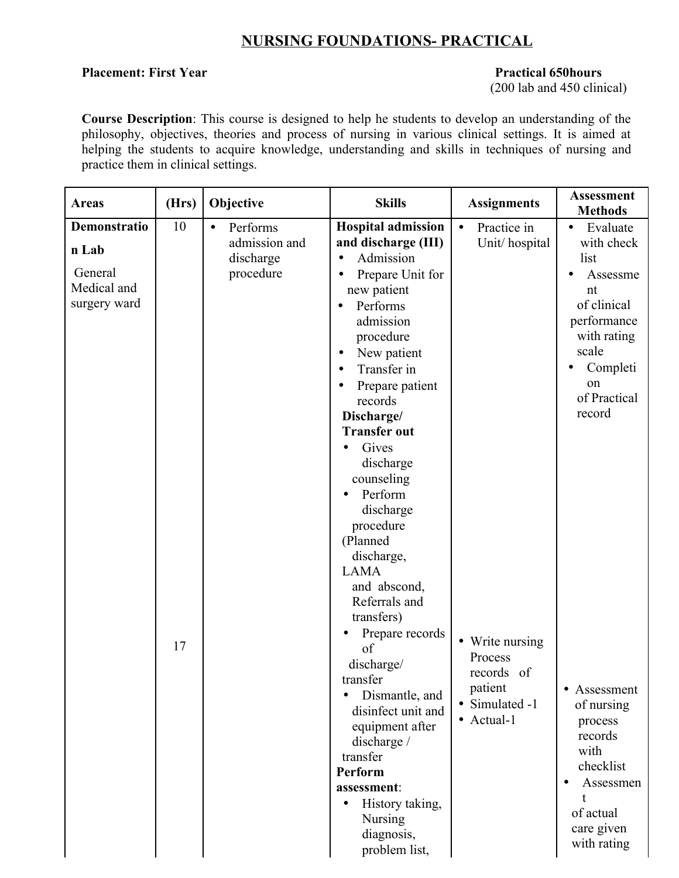# NURSING FOUNDATIONS- PRACTICAL

**Placement: First Year** **Practical 650hours**
(200 lab and 450 clinical)

**Course Description**: This course is designed to help he students to develop an understanding of the philosophy, objectives, theories and process of nursing in various clinical settings. It is aimed at helping the students to acquire knowledge, understanding and skills in techniques of nursing and practice them in clinical settings.

| Areas | (Hrs) | Objective | Skills | Assignments | Assessment Methods |
|---|---|---|---|---|---|
| **Demonstration Lab**<br><br>General Medical and surgery ward | 10<br><br><br><br><br><br><br><br><br><br><br><br><br><br><br><br><br><br><br><br><br><br><br>17 | • Performs admission and discharge procedure | **Hospital admission and discharge (III)**<br>• Admission<br>• Prepare Unit for new patient<br>• Performs admission procedure<br>• New patient<br>• Transfer in<br>• Prepare patient records<br>**Discharge/ Transfer out**<br>• Gives discharge counseling<br>• Perform discharge procedure (Planned discharge, LAMA and abscond, Referrals and transfers)<br>• Prepare records of discharge/ transfer<br>• Dismantle, and disinfect unit and equipment after discharge / transfer<br>**Perform assessment**:<br>• History taking, Nursing diagnosis, problem list, | • Practice in Unit/ hospital<br><br><br><br><br><br><br><br><br><br><br><br><br><br><br><br><br><br><br><br><br>• Write nursing Process records of patient<br>• Simulated -1<br>• Actual-1 | • Evaluate with check list<br>• Assessment of clinical performance with rating scale<br>• Completion of Practical record<br><br><br><br><br><br><br><br><br><br><br><br><br><br><br><br>• Assessment of nursing process records with checklist<br>• Assessment of actual care given with rating |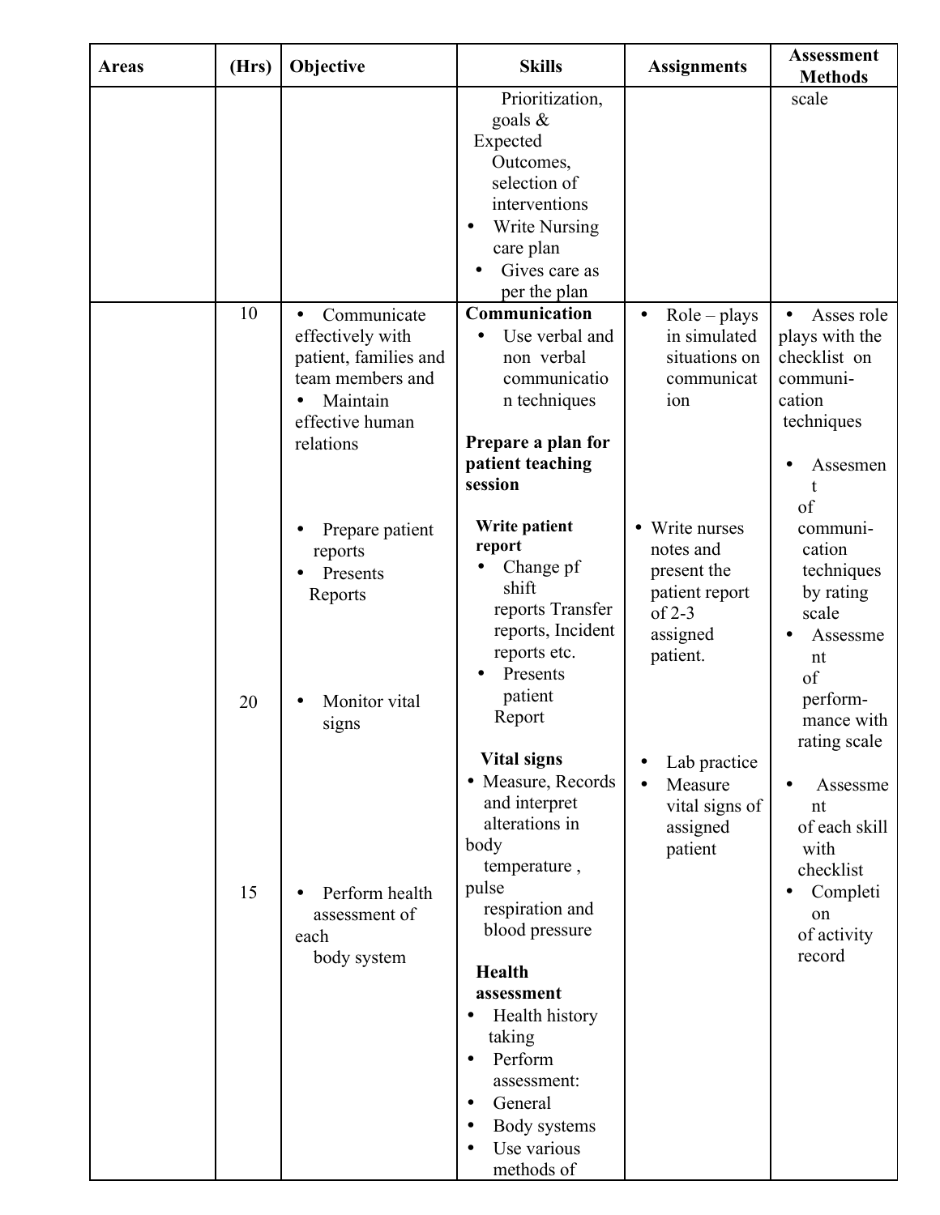| Areas | (Hrs) | Objective | Skills | Assignments | Assessment Methods |
|---|---|---|---|---|---|
| | | | Prioritization, goals & Expected Outcomes, selection of interventions<br>• Write Nursing care plan<br>• Gives care as per the plan | | scale |
| | 10 | • Communicate effectively with patient, families and team members and<br>• Maintain effective human relations | **Communication**<br>• Use verbal and non verbal communication techniques<br><br>**Prepare a plan for patient teaching session** | • Role – plays in simulated situations on communication | • Asses role plays with the checklist on communi-cation techniques<br>• Assesment of communi-cation techniques by rating scale |
| | | • Prepare patient reports<br>• Presents Reports | **Write patient report**<br>• Change pf shift reports Transfer reports, Incident reports etc.<br>• Presents patient Report | • Write nurses notes and present the patient report of 2-3 assigned patient. | • Assessment of perform-mance with rating scale |
| | 20 | • Monitor vital signs | **Vital signs**<br>• Measure, Records and interpret alterations in body temperature , pulse respiration and blood pressure | • Lab practice<br>• Measure vital signs of assigned patient | • Assessment of each skill with checklist<br>• Completion of activity record |
| | 15 | • Perform health assessment of each body system | **Health assessment**<br>• Health history taking<br>• Perform assessment:<br>• General<br>• Body systems<br>• Use various methods of | | |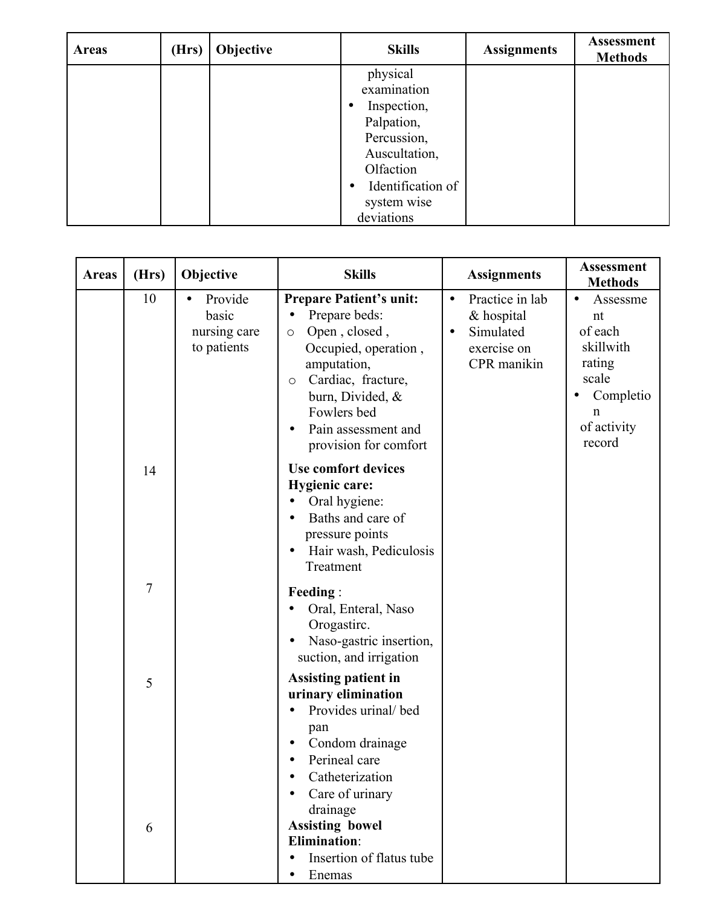| Areas | (Hrs) | Objective | Skills | Assignments | Assessment Methods |
|---|---|---|---|---|---|
| | | | physical examination<br>• Inspection, Palpation, Percussion, Auscultation, Olfaction<br>• Identification of system wise deviations | | |

| Areas | (Hrs) | Objective | Skills | Assignments | Assessment Methods |
|---|---|---|---|---|---|
| | 10 | • Provide basic nursing care to patients | **Prepare Patient's unit:**<br>• Prepare beds:<br>o Open , closed , Occupied, operation , amputation,<br>o Cardiac, fracture, burn, Divided, & Fowlers bed<br>• Pain assessment and provision for comfort | • Practice in lab & hospital<br>• Simulated exercise on CPR manikin | • Assessment of each skillwith rating scale<br>• Completion of activity record |
| | 14 | | **Use comfort devices**<br>**Hygienic care:**<br>• Oral hygiene:<br>• Baths and care of pressure points<br>• Hair wash, Pediculosis Treatment | | |
| | 7 | | **Feeding** :<br>• Oral, Enteral, Naso Orogastirc.<br>• Naso-gastric insertion, suction, and irrigation | | |
| | 5 | | **Assisting patient in urinary elimination**<br>• Provides urinal/ bed pan<br>• Condom drainage<br>• Perineal care<br>• Catheterization<br>• Care of urinary drainage | | |
| | 6 | | **Assisting bowel Elimination**:<br>• Insertion of flatus tube<br>• Enemas | | |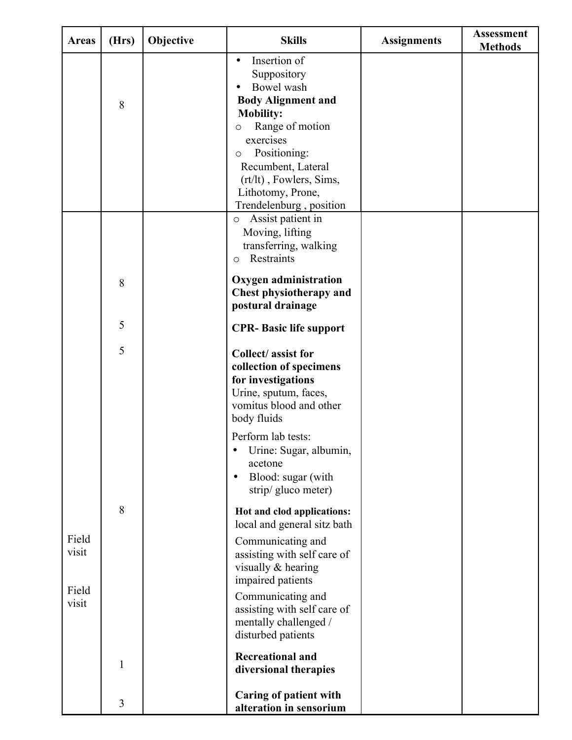| Areas | (Hrs) | Objective | Skills | Assignments | Assessment Methods |
|---|---|---|---|---|---|
| | 8 | | • Insertion of Suppository<br>• Bowel wash<br>**Body Alignment and Mobility:**<br>o Range of motion exercises<br>o Positioning: Recumbent, Lateral (rt/lt) , Fowlers, Sims, Lithotomy, Prone, Trendelenburg , position | | |
| | | | o Assist patient in Moving, lifting transferring, walking<br>o Restraints | | |
| | 8 | | **Oxygen administration**<br>**Chest physiotherapy and postural drainage** | | |
| | 5 | | **CPR- Basic life support** | | |
| | 5 | | **Collect/ assist for collection of specimens for investigations**<br>Urine, sputum, faces, vomitus blood and other body fluids<br>Perform lab tests:<br>• Urine: Sugar, albumin, acetone<br>• Blood: sugar (with strip/ gluco meter) | | |
| | 8 | | **Hot and clod applications:** local and general sitz bath | | |
| Field visit | | | Communicating and assisting with self care of visually & hearing impaired patients | | |
| Field visit | | | Communicating and assisting with self care of mentally challenged / disturbed patients | | |
| | 1 | | **Recreational and diversional therapies** | | |
| | 3 | | **Caring of patient with alteration in sensorium** | | |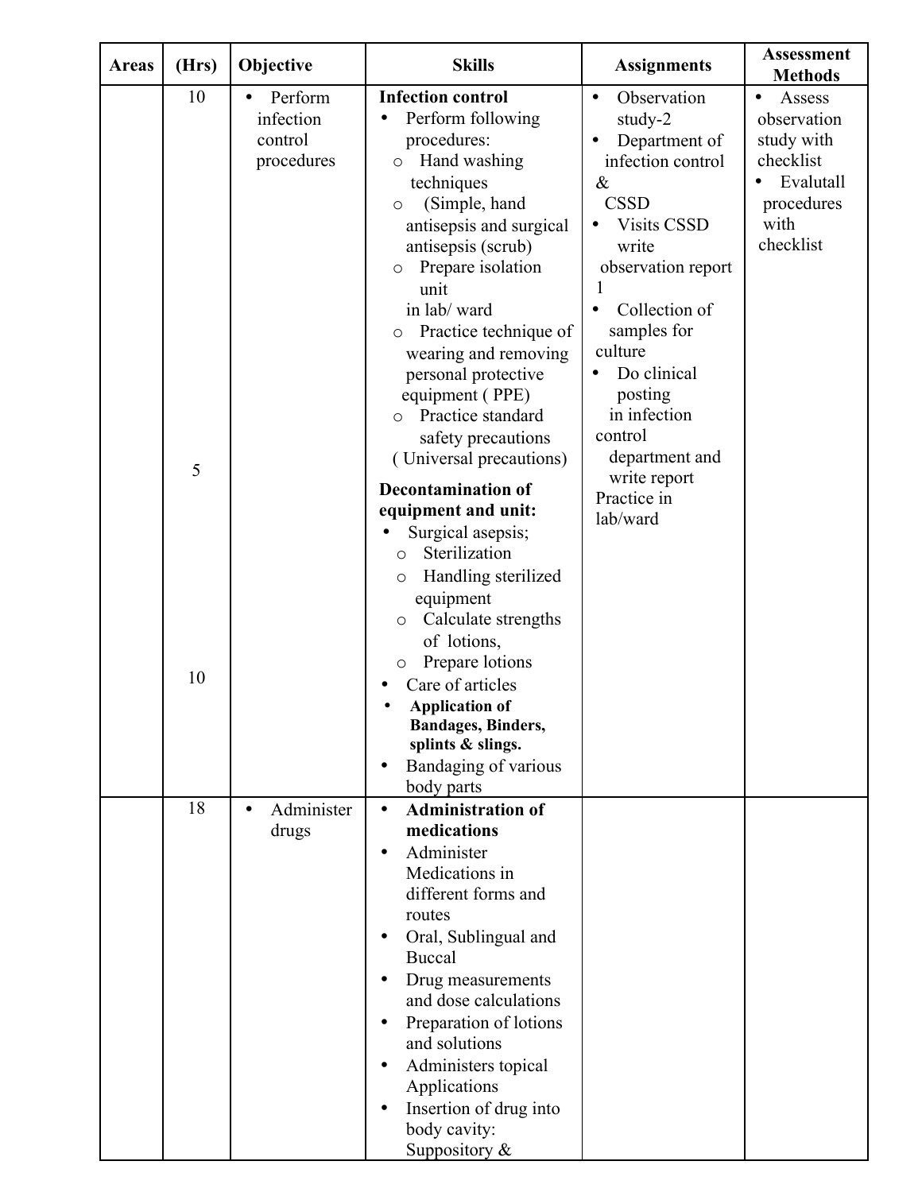| Areas | (Hrs) | Objective | Skills | Assignments | Assessment Methods |
|---|---|---|---|---|---|
| | 10<br><br>5<br><br>10 | • Perform infection control procedures | **Infection control**<br>• Perform following procedures:<br>o Hand washing techniques<br>o (Simple, hand antisepsis and surgical antisepsis (scrub)<br>o Prepare isolation unit in lab/ ward<br>o Practice technique of wearing and removing personal protective equipment ( PPE)<br>o Practice standard safety precautions ( Universal precautions)<br>**Decontamination of equipment and unit:**<br>• Surgical asepsis;<br>o Sterilization<br>o Handling sterilized equipment<br>o Calculate strengths of lotions,<br>o Prepare lotions<br>• Care of articles<br>• **Application of Bandages, Binders, splints & slings.**<br>• Bandaging of various body parts | • Observation study-2<br>• Department of infection control & CSSD<br>• Visits CSSD write observation report 1<br>• Collection of samples for culture<br>• Do clinical posting in infection control department and write report<br>Practice in lab/ward | • Assess observation study with checklist<br>• Evalutall procedures with checklist |
| | 18 | • Administer drugs | • **Administration of medications**<br>• Administer Medications in different forms and routes<br>• Oral, Sublingual and Buccal<br>• Drug measurements and dose calculations<br>• Preparation of lotions and solutions<br>• Administers topical Applications<br>• Insertion of drug into body cavity: Suppository & | | |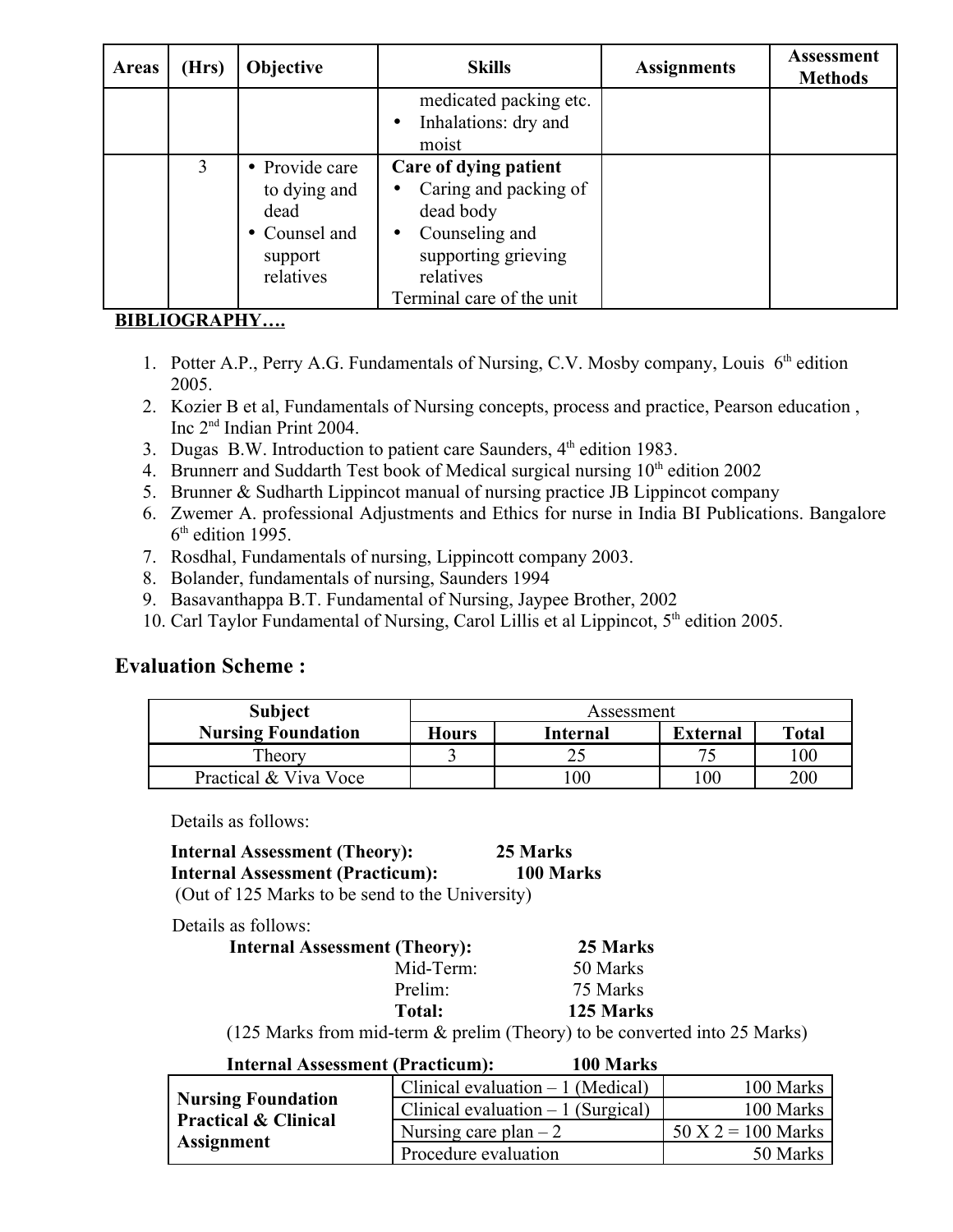| Areas | (Hrs) | Objective | Skills | Assignments | Assessment Methods |
|---|---|---|---|---|---|
| | | | medicated packing etc.<br>• Inhalations: dry and moist | | |
| | 3 | • Provide care to dying and dead<br>• Counsel and support relatives | **Care of dying patient**<br>• Caring and packing of dead body<br>• Counseling and supporting grieving relatives<br>Terminal care of the unit | | |

**BIBLIOGRAPHY….**

1. Potter A.P., Perry A.G. Fundamentals of Nursing, C.V. Mosby company, Louis 6th edition 2005.
2. Kozier B et al, Fundamentals of Nursing concepts, process and practice, Pearson education , Inc 2nd Indian Print 2004.
3. Dugas B.W. Introduction to patient care Saunders, 4th edition 1983.
4. Brunnerr and Suddarth Test book of Medical surgical nursing 10th edition 2002
5. Brunner & Sudharth Lippincot manual of nursing practice JB Lippincot company
6. Zwemer A. professional Adjustments and Ethics for nurse in India BI Publications. Bangalore 6th edition 1995.
7. Rosdhal, Fundamentals of nursing, Lippincott company 2003.
8. Bolander, fundamentals of nursing, Saunders 1994
9. Basavanthappa B.T. Fundamental of Nursing, Jaypee Brother, 2002
10. Carl Taylor Fundamental of Nursing, Carol Lillis et al Lippincot, 5th edition 2005.

## Evaluation Scheme :

| **Subject** | Assessment | | | |
|---|---|---|---|---|
| **Nursing Foundation** | **Hours** | **Internal** | **External** | **Total** |
| Theory | 3 | 25 | 75 | 100 |
| Practical & Viva Voce | | 100 | 100 | 200 |

Details as follows:

**Internal Assessment (Theory): 25 Marks**
**Internal Assessment (Practicum): 100 Marks**
(Out of 125 Marks to be send to the University)

Details as follows:

**Internal Assessment (Theory): 25 Marks**

| | |
|---|---|
| Mid-Term: | 50 Marks |
| Prelim: | 75 Marks |
| **Total:** | **125 Marks** |

(125 Marks from mid-term & prelim (Theory) to be converted into 25 Marks)

**Internal Assessment (Practicum): 100 Marks**

| | | |
|---|---|---|
| **Nursing Foundation Practical & Clinical Assignment** | Clinical evaluation – 1 (Medical) | 100 Marks |
| | Clinical evaluation – 1 (Surgical) | 100 Marks |
| | Nursing care plan – 2 | 50 X 2 = 100 Marks |
| | Procedure evaluation | 50 Marks |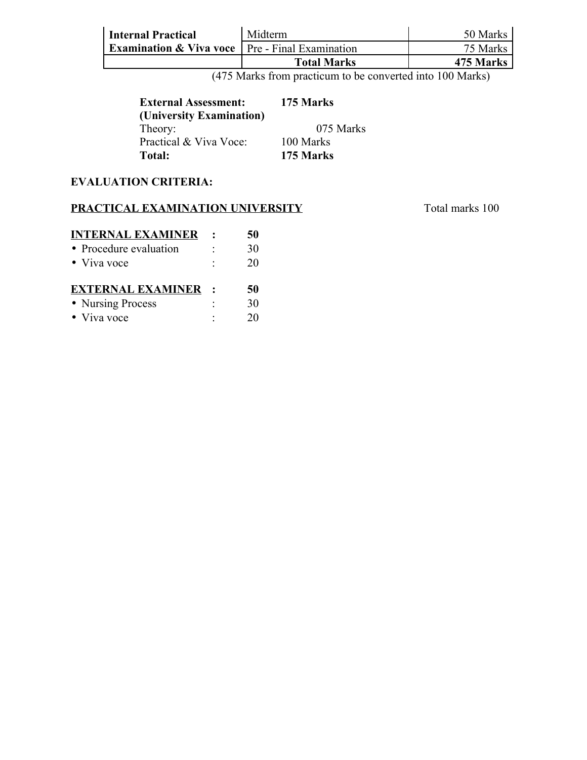| | | |
|---|---|---|
| **Internal Practical Examination & Viva voce** | Midterm | 50 Marks |
| | Pre - Final Examination | 75 Marks |
| | **Total Marks** | **475 Marks** |

(475 Marks from practicum to be converted into 100 Marks)

| | |
|---|---|
| **External Assessment: (University Examination)** | **175 Marks** |
| Theory: | 075 Marks |
| Practical & Viva Voce: | 100 Marks |
| **Total:** | **175 Marks** |

**EVALUATION CRITERIA:**

**<u>PRACTICAL EXAMINATION UNIVERSITY</u>** Total marks 100

**<u>INTERNAL EXAMINER</u> : 50**

- Procedure evaluation : 30
- Viva voce : 20

**<u>EXTERNAL EXAMINER</u> : 50**

- Nursing Process : 30
- Viva voce : 20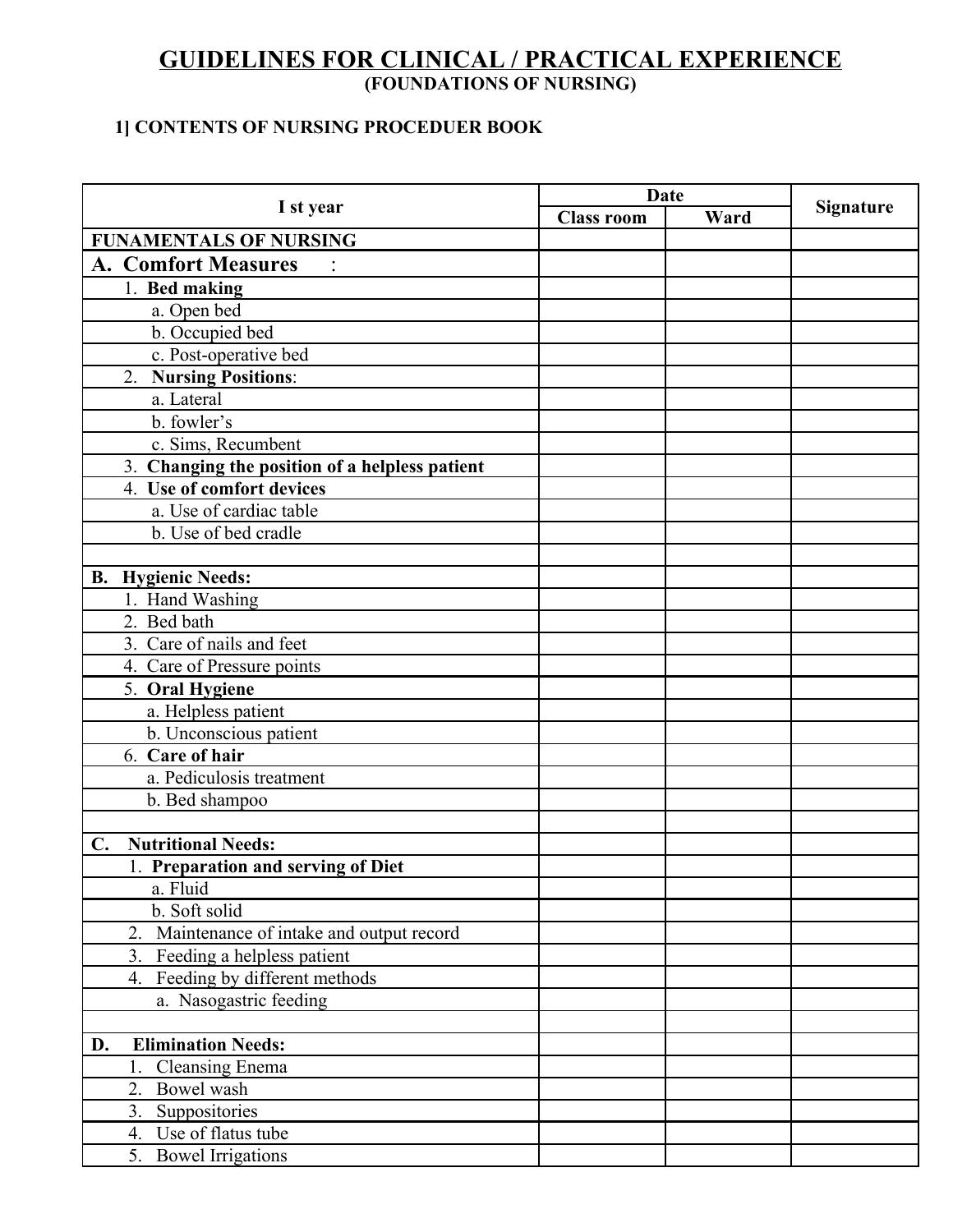# GUIDELINES FOR CLINICAL / PRACTICAL EXPERIENCE

## (FOUNDATIONS OF NURSING)

### 1] CONTENTS OF NURSING PROCEDUER BOOK

| I st year | Date | | Signature |
|---|---|---|---|
| | Class room | Ward | |
| **FUNAMENTALS OF NURSING** | | | |
| **A. Comfort Measures :** | | | |
| 1. **Bed making** | | | |
| a. Open bed | | | |
| b. Occupied bed | | | |
| c. Post-operative bed | | | |
| 2. **Nursing Positions**: | | | |
| a. Lateral | | | |
| b. fowler's | | | |
| c. Sims, Recumbent | | | |
| 3. **Changing the position of a helpless patient** | | | |
| 4. **Use of comfort devices** | | | |
| a. Use of cardiac table | | | |
| b. Use of bed cradle | | | |
| | | | |
| **B. Hygienic Needs:** | | | |
| 1. Hand Washing | | | |
| 2. Bed bath | | | |
| 3. Care of nails and feet | | | |
| 4. Care of Pressure points | | | |
| 5. **Oral Hygiene** | | | |
| a. Helpless patient | | | |
| b. Unconscious patient | | | |
| 6. **Care of hair** | | | |
| a. Pediculosis treatment | | | |
| b. Bed shampoo | | | |
| | | | |
| **C. Nutritional Needs:** | | | |
| 1. **Preparation and serving of Diet** | | | |
| a. Fluid | | | |
| b. Soft solid | | | |
| 2. Maintenance of intake and output record | | | |
| 3. Feeding a helpless patient | | | |
| 4. Feeding by different methods | | | |
| a. Nasogastric feeding | | | |
| | | | |
| **D. Elimination Needs:** | | | |
| 1. Cleansing Enema | | | |
| 2. Bowel wash | | | |
| 3. Suppositories | | | |
| 4. Use of flatus tube | | | |
| 5. Bowel Irrigations | | | |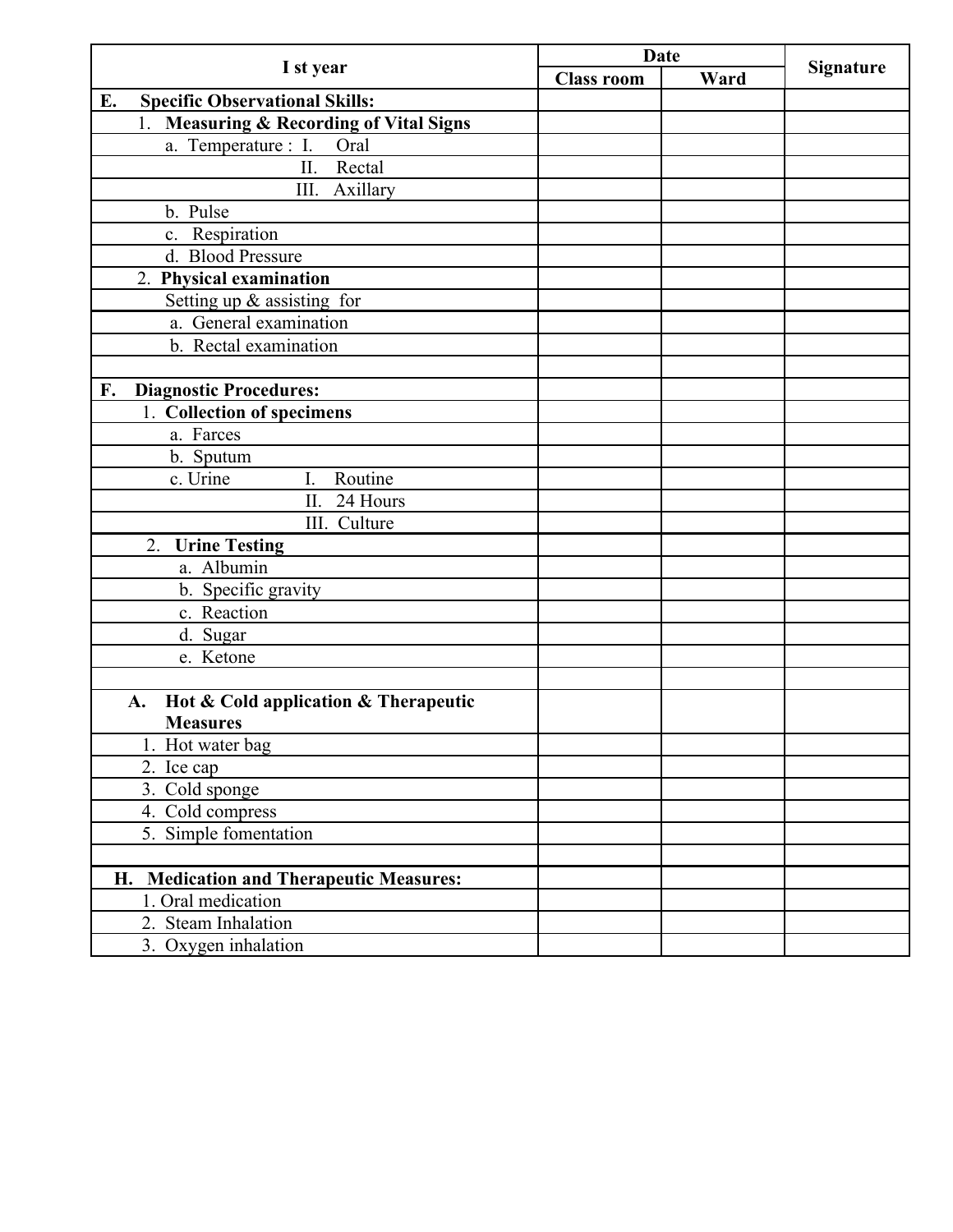| I st year | Date | | Signature |
|---|---|---|---|
| | Class room | Ward | |
| **E. Specific Observational Skills:** | | | |
| 1. **Measuring & Recording of Vital Signs** | | | |
| a. Temperature : I. Oral | | | |
| II. Rectal | | | |
| III. Axillary | | | |
| b. Pulse | | | |
| c. Respiration | | | |
| d. Blood Pressure | | | |
| 2. **Physical examination** | | | |
| Setting up & assisting for | | | |
| a. General examination | | | |
| b. Rectal examination | | | |
| | | | |
| **F. Diagnostic Procedures:** | | | |
| 1. **Collection of specimens** | | | |
| a. Farces | | | |
| b. Sputum | | | |
| c. Urine I. Routine | | | |
| II. 24 Hours | | | |
| III. Culture | | | |
| 2. **Urine Testing** | | | |
| a. Albumin | | | |
| b. Specific gravity | | | |
| c. Reaction | | | |
| d. Sugar | | | |
| e. Ketone | | | |
| | | | |
| **A. Hot & Cold application & Therapeutic Measures** | | | |
| 1. Hot water bag | | | |
| 2. Ice cap | | | |
| 3. Cold sponge | | | |
| 4. Cold compress | | | |
| 5. Simple fomentation | | | |
| | | | |
| **H. Medication and Therapeutic Measures:** | | | |
| 1. Oral medication | | | |
| 2. Steam Inhalation | | | |
| 3. Oxygen inhalation | | | |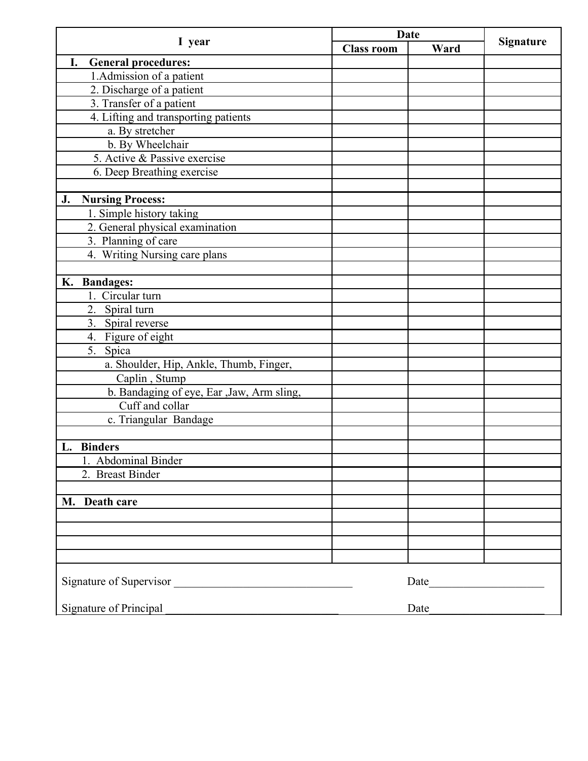| I year | Date | | Signature |
|---|---|---|---|
| | Class room | Ward | |
| **I. General procedures:** | | | |
| 1.Admission of a patient | | | |
| 2. Discharge of a patient | | | |
| 3. Transfer of a patient | | | |
| 4. Lifting and transporting patients | | | |
| a. By stretcher | | | |
| b. By Wheelchair | | | |
| 5. Active & Passive exercise | | | |
| 6. Deep Breathing exercise | | | |
| | | | |
| **J. Nursing Process:** | | | |
| 1. Simple history taking | | | |
| 2. General physical examination | | | |
| 3. Planning of care | | | |
| 4. Writing Nursing care plans | | | |
| | | | |
| **K. Bandages:** | | | |
| 1. Circular turn | | | |
| 2. Spiral turn | | | |
| 3. Spiral reverse | | | |
| 4. Figure of eight | | | |
| 5. Spica | | | |
| a. Shoulder, Hip, Ankle, Thumb, Finger, | | | |
| Caplin , Stump | | | |
| b. Bandaging of eye, Ear ,Jaw, Arm sling, | | | |
| Cuff and collar | | | |
| c. Triangular Bandage | | | |
| | | | |
| **L. Binders** | | | |
| 1. Abdominal Binder | | | |
| 2. Breast Binder | | | |
| | | | |
| **M. Death care** | | | |
| | | | |
| | | | |
| | | | |
| | | | |

Signature of Supervisor ________________________________ Date____________________

Signature of Principal ________________________________ Date____________________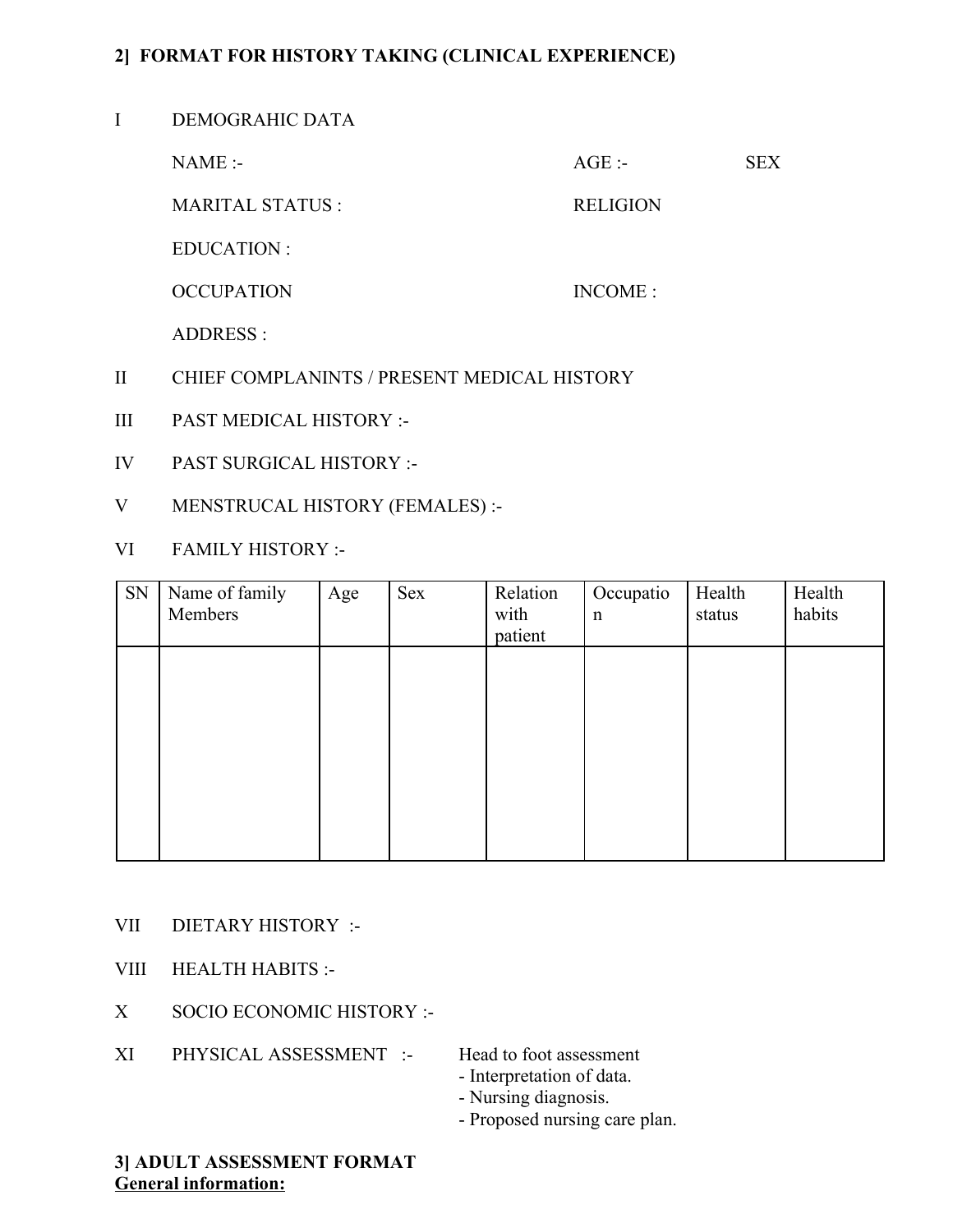## 2] FORMAT FOR HISTORY TAKING (CLINICAL EXPERIENCE)

I DEMOGRAHIC DATA

NAME :- AGE :- SEX

MARITAL STATUS : RELIGION

EDUCATION :

OCCUPATION INCOME :

ADDRESS :

II CHIEF COMPLANINTS / PRESENT MEDICAL HISTORY

III PAST MEDICAL HISTORY :-

IV PAST SURGICAL HISTORY :-

V MENSTRUCAL HISTORY (FEMALES) :-

VI FAMILY HISTORY :-

| SN | Name of family Members | Age | Sex | Relation with patient | Occupation | Health status | Health habits |
|---|---|---|---|---|---|---|---|
| | | | | | | | |

VII DIETARY HISTORY :-

VIII HEALTH HABITS :-

X SOCIO ECONOMIC HISTORY :-

XI PHYSICAL ASSESSMENT :- Head to foot assessment
- Interpretation of data.
- Nursing diagnosis.
- Proposed nursing care plan.

## 3] ADULT ASSESSMENT FORMAT

**General information:**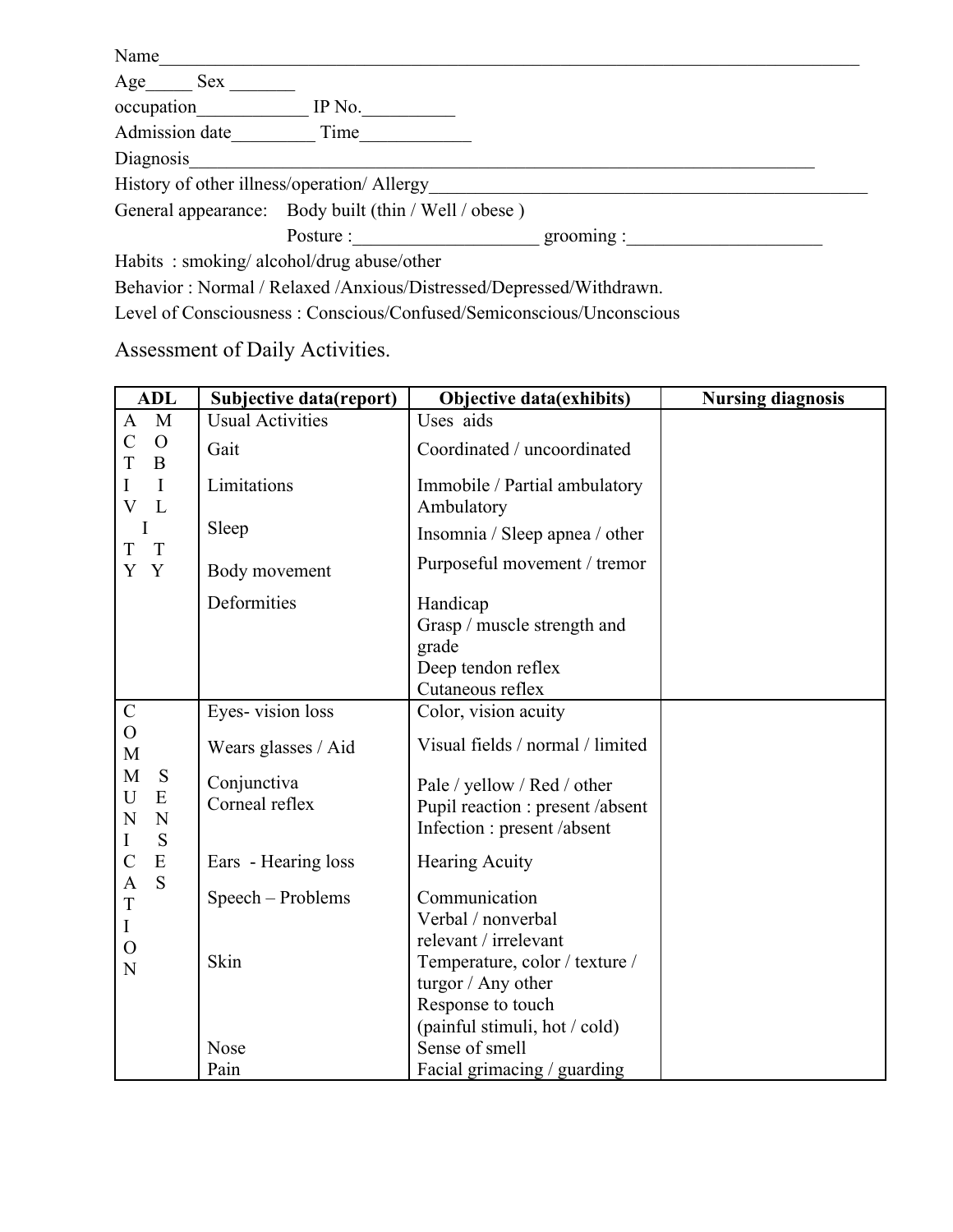Name_______________________________________________________________________________

Age_____ Sex _______

occupation____________ IP No.__________

Admission date_________ Time____________

Diagnosis___________________________________________________________________________

History of other illness/operation/ Allergy_________________________________________________

General appearance: Body built (thin / Well / obese )

Posture :____________________ grooming :_____________________

Habits : smoking/ alcohol/drug abuse/other

Behavior : Normal / Relaxed /Anxious/Distressed/Depressed/Withdrawn.

Level of Consciousness : Conscious/Confused/Semiconscious/Unconscious

## Assessment of Daily Activities.

| ADL | Subjective data(report) | Objective data(exhibits) | Nursing diagnosis |
|---|---|---|---|
| ACTIVITY MOBILITY | Usual Activities<br>Gait<br>Limitations<br>Sleep<br>Body movement<br>Deformities | Uses aids<br>Coordinated / uncoordinated<br>Immobile / Partial ambulatory Ambulatory<br>Insomnia / Sleep apnea / other<br>Purposeful movement / tremor<br>Handicap<br>Grasp / muscle strength and grade<br>Deep tendon reflex<br>Cutaneous reflex | |
| COMMUNICATION SENSES | Eyes- vision loss<br>Wears glasses / Aid<br>Conjunctiva<br>Corneal reflex<br>Ears - Hearing loss<br>Speech – Problems<br>Skin<br>Nose<br>Pain | Color, vision acuity<br>Visual fields / normal / limited<br>Pale / yellow / Red / other<br>Pupil reaction : present /absent<br>Infection : present /absent<br>Hearing Acuity<br>Communication<br>Verbal / nonverbal<br>relevant / irrelevant<br>Temperature, color / texture / turgor / Any other<br>Response to touch (painful stimuli, hot / cold)<br>Sense of smell<br>Facial grimacing / guarding | |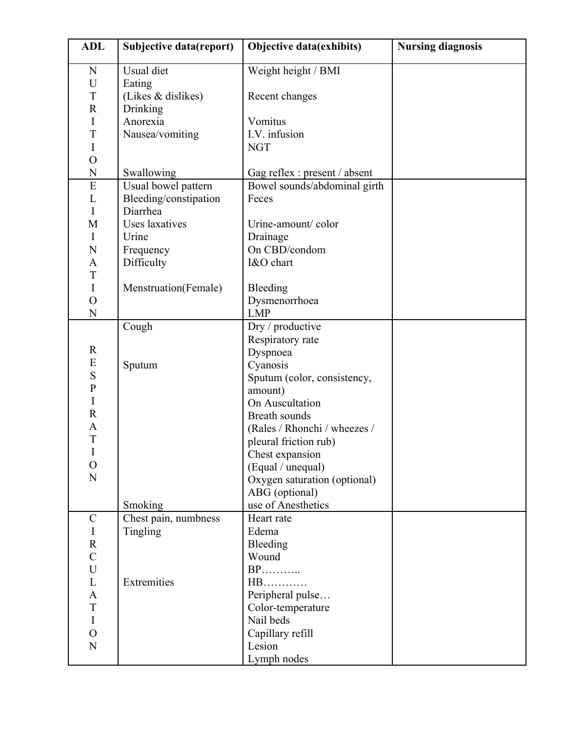| ADL | Subjective data(report) | Objective data(exhibits) | Nursing diagnosis |
|---|---|---|---|
| NUTRITION | Usual diet<br>Eating<br>(Likes & dislikes)<br>Drinking<br>Anorexia<br>Nausea/vomiting<br><br><br>Swallowing | Weight height / BMI<br><br>Recent changes<br><br>Vomitus<br>I.V. infusion<br>NGT<br><br>Gag reflex : present / absent | |
| ELIMINATION | Usual bowel pattern<br>Bleeding/constipation<br>Diarrhea<br>Uses laxatives<br>Urine<br>Frequency<br>Difficulty<br><br>Menstruation(Female) | Bowel sounds/abdominal girth<br>Feces<br><br>Urine-amount/ color<br>Drainage<br>On CBD/condom<br>I&O chart<br><br>Bleeding<br>Dysmenorrhoea<br>LMP | |
| RESPIRATION | Cough<br><br><br>Sputum<br><br><br><br><br><br><br><br><br><br><br><br>Smoking | Dry / productive<br>Respiratory rate<br>Dyspnoea<br>Cyanosis<br>Sputum (color, consistency, amount)<br>On Auscultation<br>Breath sounds<br>(Rales / Rhonchi / wheezes / pleural friction rub)<br>Chest expansion<br>(Equal / unequal)<br>Oxygen saturation (optional)<br>ABG (optional)<br>use of Anesthetics | |
| CIRCULATION | Chest pain, numbness<br>Tingling<br><br><br><br>Extremities | Heart rate<br>Edema<br>Bleeding<br>Wound<br>BP………..<br>HB…………<br>Peripheral pulse…<br>Color-temperature<br>Nail beds<br>Capillary refill<br>Lesion<br>Lymph nodes | |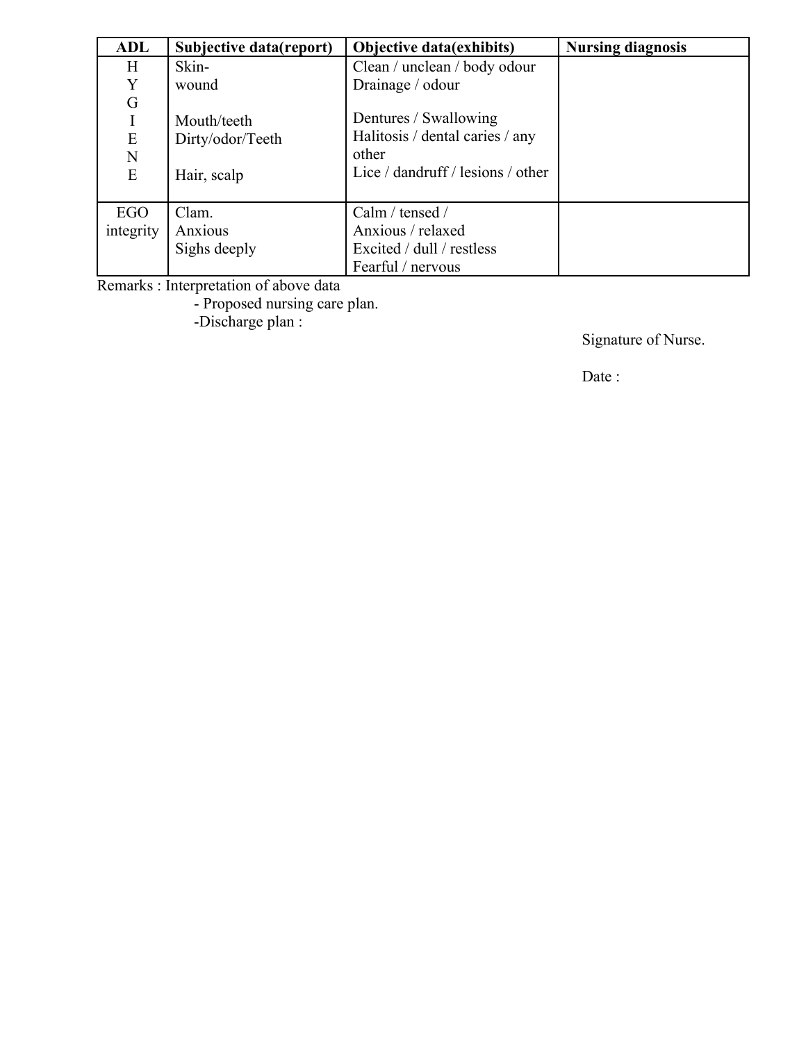| ADL | Subjective data(report) | Objective data(exhibits) | Nursing diagnosis |
| --- | --- | --- | --- |
| H Y G I E N E | Skin-<br>wound<br><br>Mouth/teeth<br>Dirty/odor/Teeth<br><br>Hair, scalp | Clean / unclean / body odour<br>Drainage / odour<br><br>Dentures / Swallowing<br>Halitosis / dental caries / any other<br>Lice / dandruff / lesions / other | |
| EGO integrity | Clam.<br>Anxious<br>Sighs deeply | Calm / tensed /<br>Anxious / relaxed<br>Excited / dull / restless<br>Fearful / nervous | |

Remarks : Interpretation of above data

- Proposed nursing care plan.
- Discharge plan :

Signature of Nurse.

Date :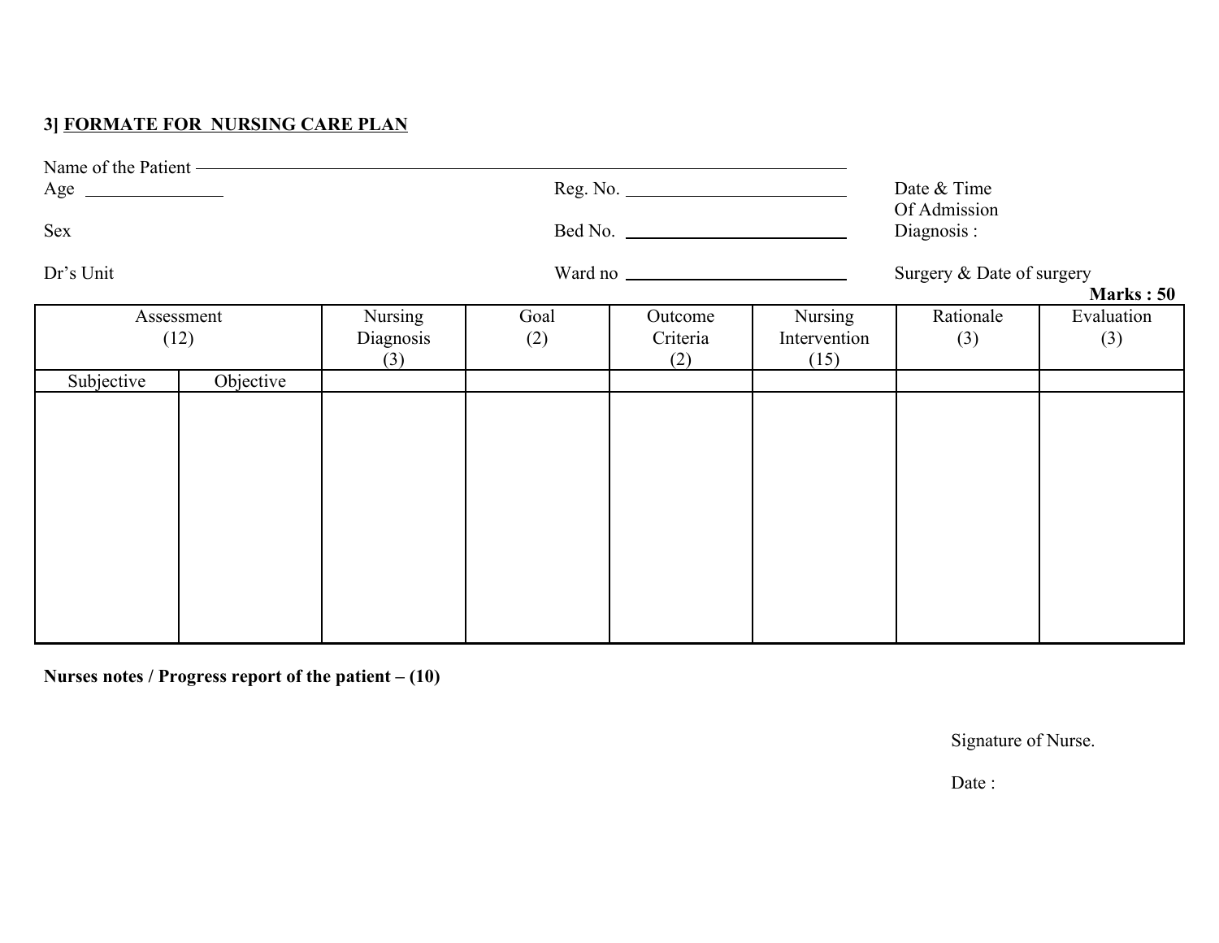### 3] FORMATE FOR NURSING CARE PLAN

Name of the Patient ____________________

Age ____________ Reg. No. ____________ Date & Time Of Admission

Sex Bed No. ____________ Diagnosis :

Dr's Unit Ward no ____________ Surgery & Date of surgery

**Marks : 50**

| Assessment (12) | | Nursing Diagnosis (3) | Goal (2) | Outcome Criteria (2) | Nursing Intervention (15) | Rationale (3) | Evaluation (3) |
|---|---|---|---|---|---|---|---|
| Subjective | Objective | | | | | | |
| | | | | | | | |

**Nurses notes / Progress report of the patient – (10)**

Signature of Nurse.

Date :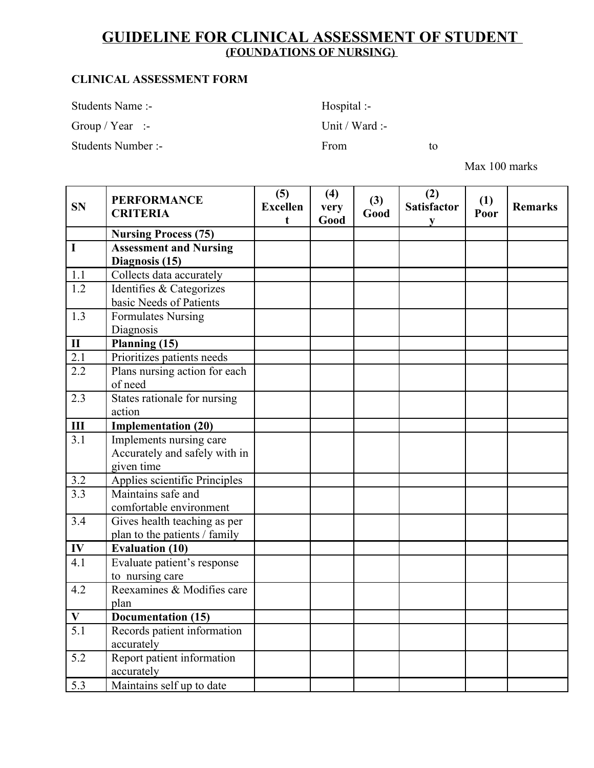# GUIDELINE FOR CLINICAL ASSESSMENT OF STUDENT

## (FOUNDATIONS OF NURSING)

**CLINICAL ASSESSMENT FORM**

Students Name :-                                        Hospital :-

Group / Year   :-                                          Unit / Ward :-

Students Number :-                                     From                    to

Max 100 marks

| SN | PERFORMANCE CRITERIA | (5) Excellent | (4) very Good | (3) Good | (2) Satisfactory | (1) Poor | Remarks |
|---|---|---|---|---|---|---|---|
| | **Nursing Process (75)** | | | | | | |
| **I** | **Assessment and Nursing Diagnosis (15)** | | | | | | |
| 1.1 | Collects data accurately | | | | | | |
| 1.2 | Identifies & Categorizes basic Needs of Patients | | | | | | |
| 1.3 | Formulates Nursing Diagnosis | | | | | | |
| **II** | **Planning (15)** | | | | | | |
| 2.1 | Prioritizes patients needs | | | | | | |
| 2.2 | Plans nursing action for each of need | | | | | | |
| 2.3 | States rationale for nursing action | | | | | | |
| **III** | **Implementation (20)** | | | | | | |
| 3.1 | Implements nursing care Accurately and safely with in given time | | | | | | |
| 3.2 | Applies scientific Principles | | | | | | |
| 3.3 | Maintains safe and comfortable environment | | | | | | |
| 3.4 | Gives health teaching as per plan to the patients / family | | | | | | |
| **IV** | **Evaluation (10)** | | | | | | |
| 4.1 | Evaluate patient's response to nursing care | | | | | | |
| 4.2 | Reexamines & Modifies care plan | | | | | | |
| **V** | **Documentation (15)** | | | | | | |
| 5.1 | Records patient information accurately | | | | | | |
| 5.2 | Report patient information accurately | | | | | | |
| 5.3 | Maintains self up to date | | | | | | |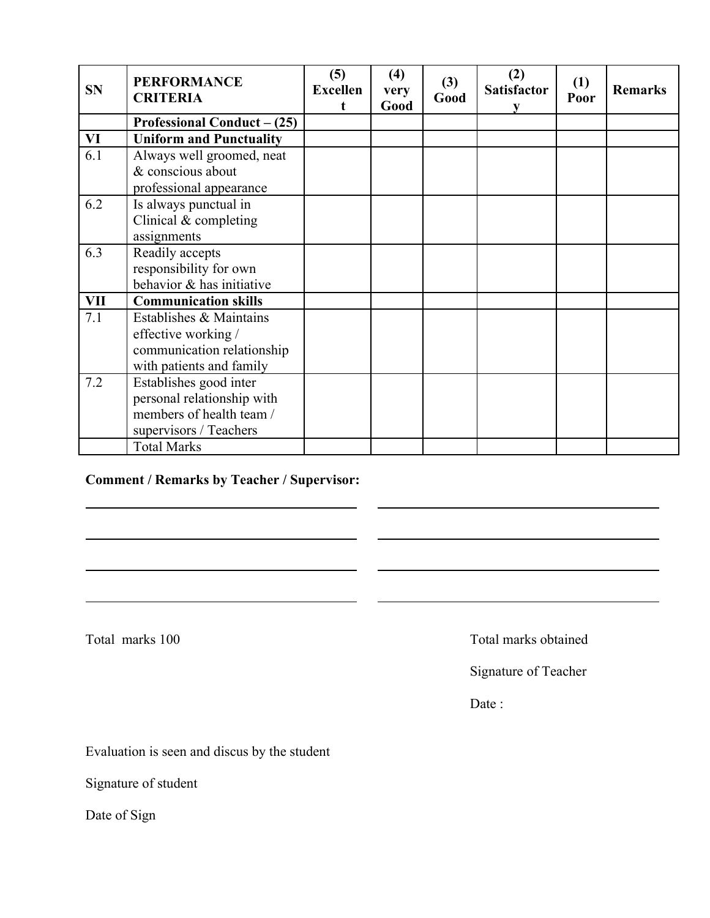| SN | PERFORMANCE CRITERIA | (5) Excellent | (4) very Good | (3) Good | (2) Satisfactory | (1) Poor | Remarks |
|---|---|---|---|---|---|---|---|
| | **Professional Conduct – (25)** | | | | | | |
| **VI** | **Uniform and Punctuality** | | | | | | |
| 6.1 | Always well groomed, neat & conscious about professional appearance | | | | | | |
| 6.2 | Is always punctual in Clinical & completing assignments | | | | | | |
| 6.3 | Readily accepts responsibility for own behavior & has initiative | | | | | | |
| **VII** | **Communication skills** | | | | | | |
| 7.1 | Establishes & Maintains effective working / communication relationship with patients and family | | | | | | |
| 7.2 | Establishes good inter personal relationship with members of health team / supervisors / Teachers | | | | | | |
| | Total Marks | | | | | | |

**Comment / Remarks by Teacher / Supervisor:**

Total marks 100

Total marks obtained

Signature of Teacher

Date :

Evaluation is seen and discus by the student

Signature of student

Date of Sign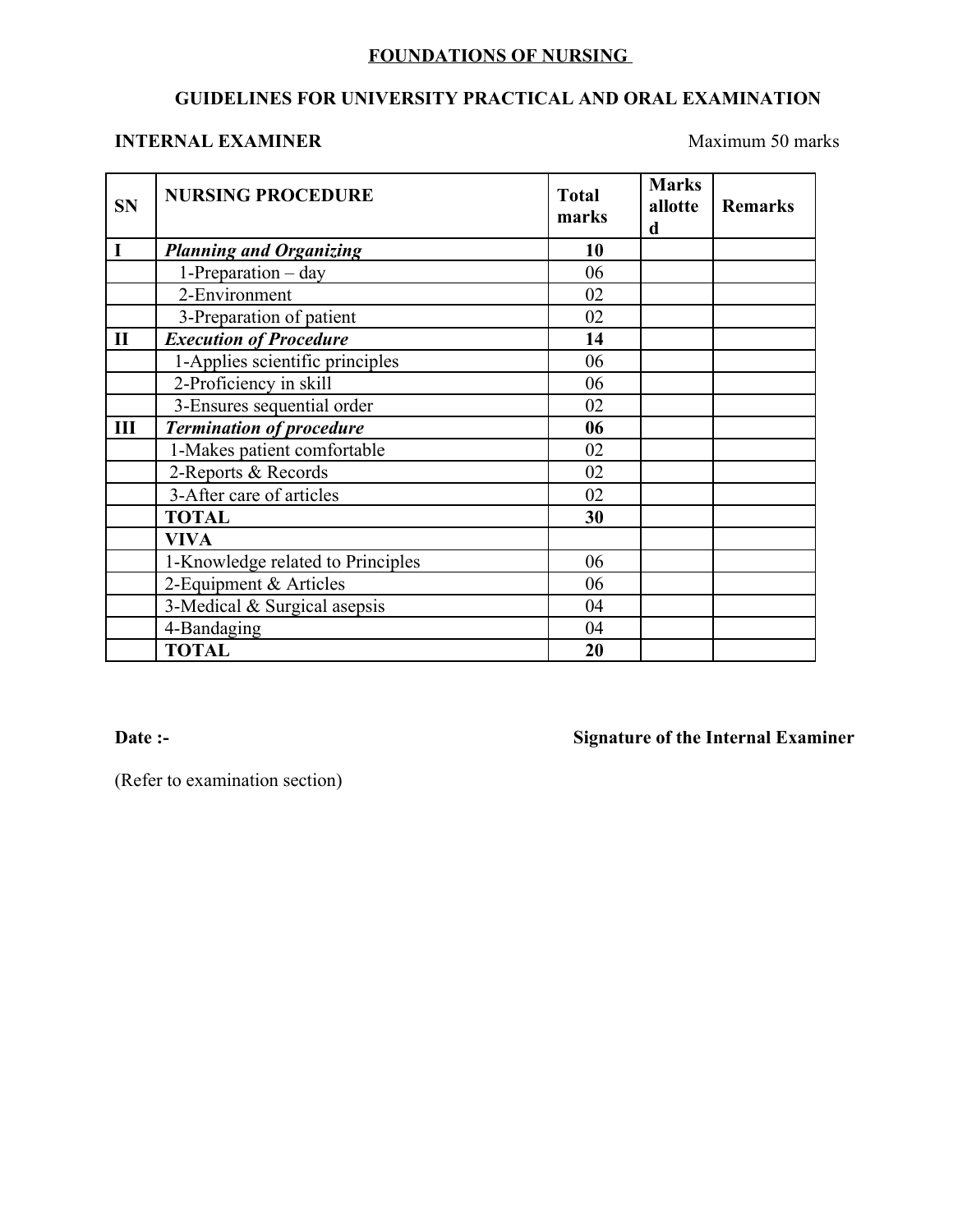# FOUNDATIONS OF NURSING

## GUIDELINES FOR UNIVERSITY PRACTICAL AND ORAL EXAMINATION

**INTERNAL EXAMINER** Maximum 50 marks

| SN | NURSING PROCEDURE | Total marks | Marks allotted | Remarks |
|---|---|---|---|---|
| **I** | ***Planning and Organizing*** | **10** | | |
| | 1-Preparation – day | 06 | | |
| | 2-Environment | 02 | | |
| | 3-Preparation of patient | 02 | | |
| **II** | ***Execution of Procedure*** | **14** | | |
| | 1-Applies scientific principles | 06 | | |
| | 2-Proficiency in skill | 06 | | |
| | 3-Ensures sequential order | 02 | | |
| **III** | ***Termination of procedure*** | **06** | | |
| | 1-Makes patient comfortable | 02 | | |
| | 2-Reports & Records | 02 | | |
| | 3-After care of articles | 02 | | |
| | **TOTAL** | **30** | | |
| | **VIVA** | | | |
| | 1-Knowledge related to Principles | 06 | | |
| | 2-Equipment & Articles | 06 | | |
| | 3-Medical & Surgical asepsis | 04 | | |
| | 4-Bandaging | 04 | | |
| | **TOTAL** | **20** | | |

**Date :-** **Signature of the Internal Examiner**

(Refer to examination section)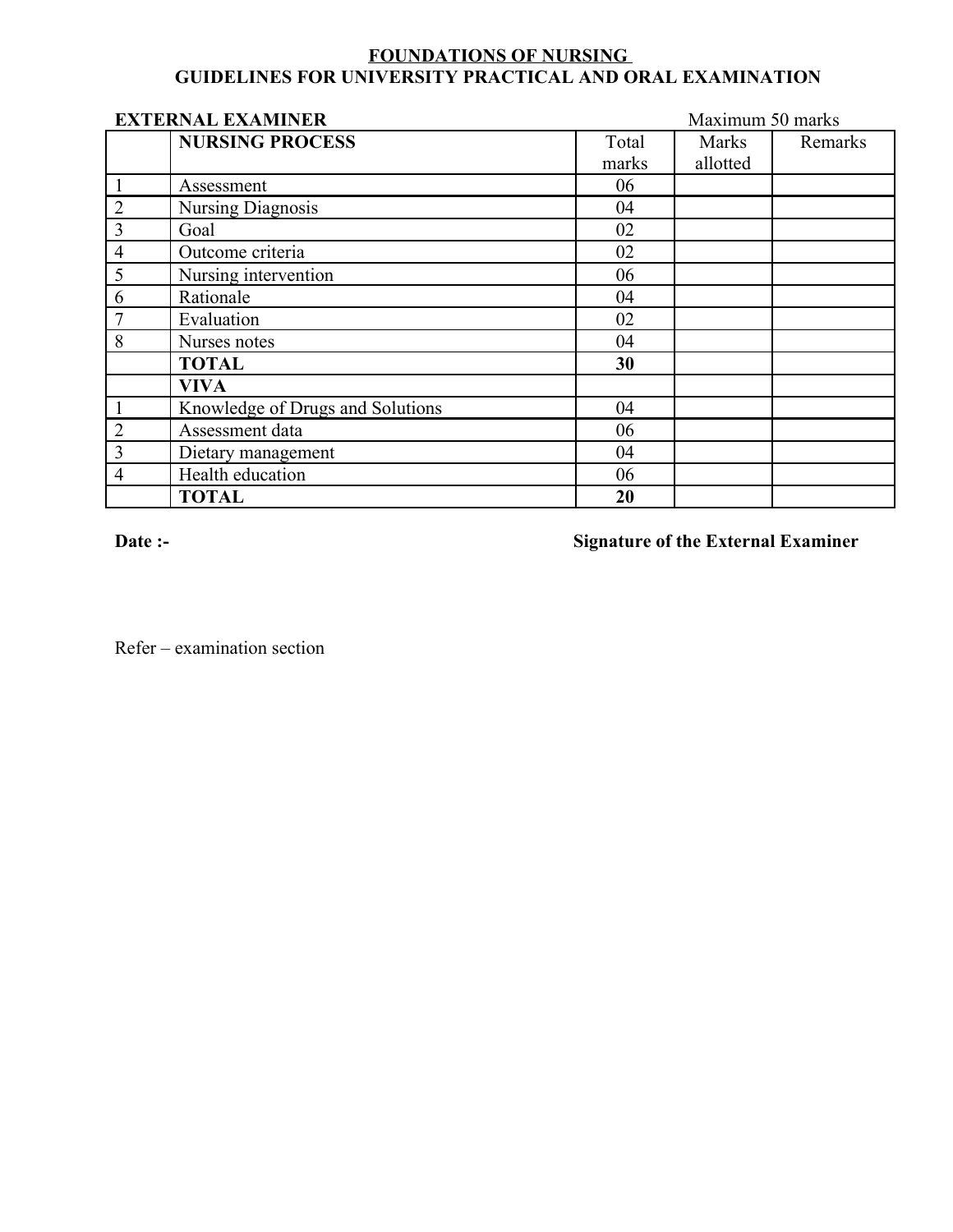# FOUNDATIONS OF NURSING

## GUIDELINES FOR UNIVERSITY PRACTICAL AND ORAL EXAMINATION

**EXTERNAL EXAMINER** Maximum 50 marks

| | **NURSING PROCESS** | Total marks | Marks allotted | Remarks |
|---|---|---|---|---|
| 1 | Assessment | 06 | | |
| 2 | Nursing Diagnosis | 04 | | |
| 3 | Goal | 02 | | |
| 4 | Outcome criteria | 02 | | |
| 5 | Nursing intervention | 06 | | |
| 6 | Rationale | 04 | | |
| 7 | Evaluation | 02 | | |
| 8 | Nurses notes | 04 | | |
| | **TOTAL** | **30** | | |
| | **VIVA** | | | |
| 1 | Knowledge of Drugs and Solutions | 04 | | |
| 2 | Assessment data | 06 | | |
| 3 | Dietary management | 04 | | |
| 4 | Health education | 06 | | |
| | **TOTAL** | **20** | | |

**Date :-** **Signature of the External Examiner**

Refer – examination section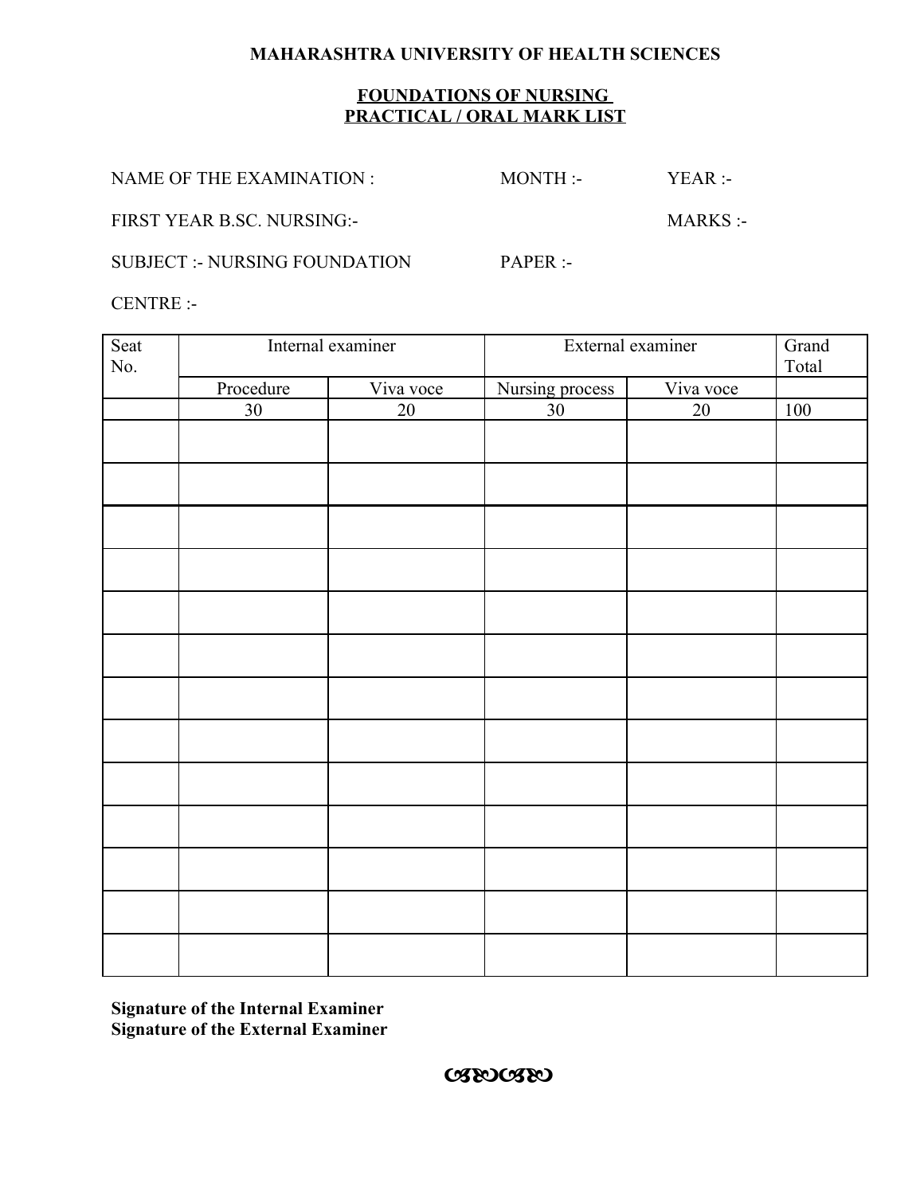**MAHARASHTRA UNIVERSITY OF HEALTH SCIENCES**

**FOUNDATIONS OF NURSING**
**PRACTICAL / ORAL MARK LIST**

NAME OF THE EXAMINATION : MONTH :- YEAR :-

FIRST YEAR B.SC. NURSING:- MARKS :-

SUBJECT :- NURSING FOUNDATION PAPER :-

CENTRE :-

| Seat No. | Internal examiner | | External examiner | | Grand Total |
|---|---|---|---|---|---|
| | Procedure | Viva voce | Nursing process | Viva voce | |
| | 30 | 20 | 30 | 20 | 100 |
| | | | | | |
| | | | | | |
| | | | | | |
| | | | | | |
| | | | | | |
| | | | | | |
| | | | | | |
| | | | | | |
| | | | | | |
| | | | | | |
| | | | | | |
| | | | | | |
| | | | | | |

**Signature of the Internal Examiner**
**Signature of the External Examiner**

ઉજાઉજા